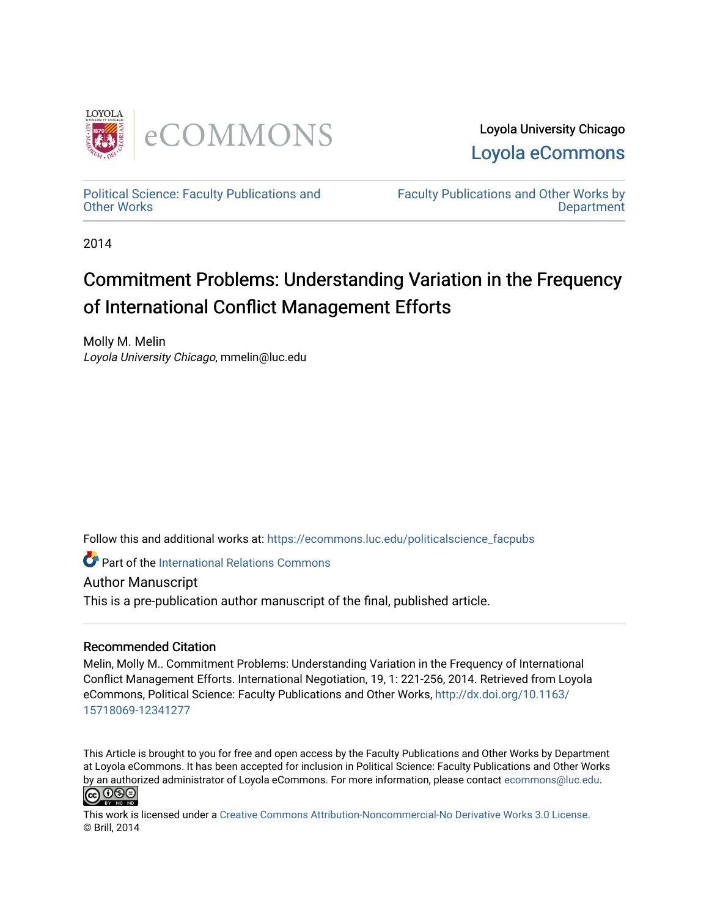Loyola University Chicago
Loyola eCommons

Political Science: Faculty Publications and Other Works

Faculty Publications and Other Works by Department

2014

# Commitment Problems: Understanding Variation in the Frequency of International Conflict Management Efforts

Molly M. Melin
*Loyola University Chicago*, mmelin@luc.edu

Follow this and additional works at: https://ecommons.luc.edu/politicalscience_facpubs

Part of the International Relations Commons

Author Manuscript
This is a pre-publication author manuscript of the final, published article.

### Recommended Citation

Melin, Molly M.. Commitment Problems: Understanding Variation in the Frequency of International Conflict Management Efforts. International Negotiation, 19, 1: 221-256, 2014. Retrieved from Loyola eCommons, Political Science: Faculty Publications and Other Works, http://dx.doi.org/10.1163/15718069-12341277

This Article is brought to you for free and open access by the Faculty Publications and Other Works by Department at Loyola eCommons. It has been accepted for inclusion in Political Science: Faculty Publications and Other Works by an authorized administrator of Loyola eCommons. For more information, please contact ecommons@luc.edu.

This work is licensed under a Creative Commons Attribution-Noncommercial-No Derivative Works 3.0 License.
© Brill, 2014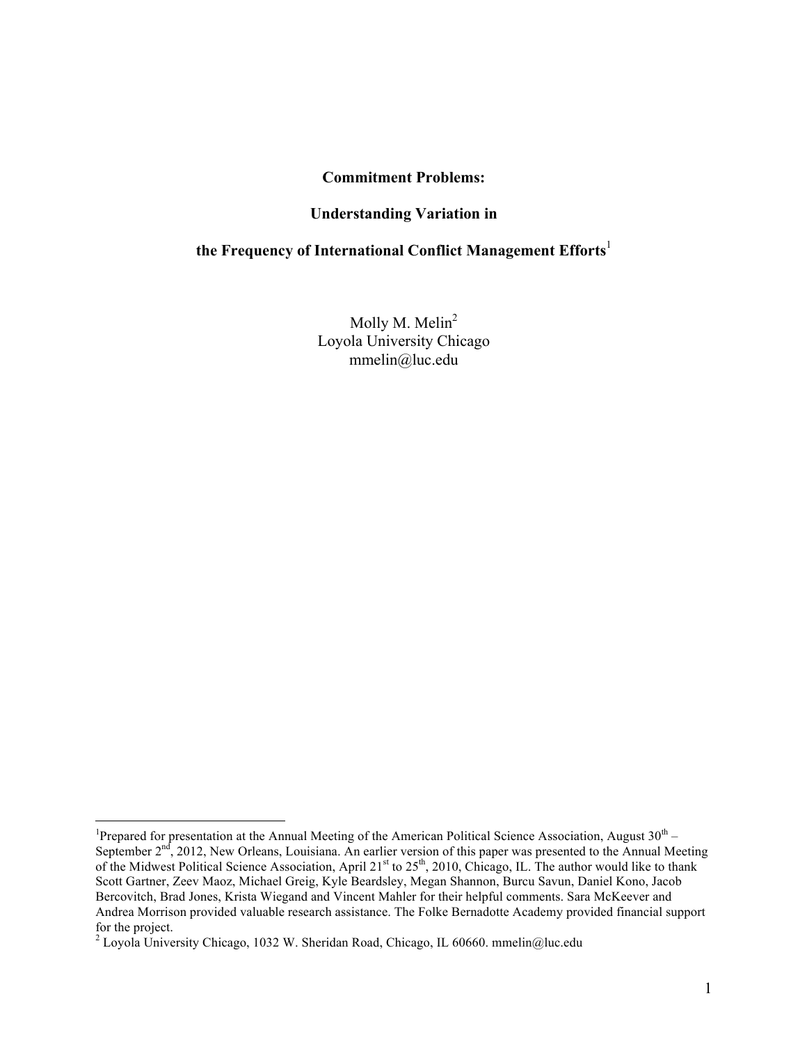**Commitment Problems:**

**Understanding Variation in**

**the Frequency of International Conflict Management Efforts**[1]

Molly M. Melin[2]
Loyola University Chicago
mmelin@luc.edu

---

[1] Prepared for presentation at the Annual Meeting of the American Political Science Association, August 30th – September 2nd, 2012, New Orleans, Louisiana. An earlier version of this paper was presented to the Annual Meeting of the Midwest Political Science Association, April 21st to 25th, 2010, Chicago, IL. The author would like to thank Scott Gartner, Zeev Maoz, Michael Greig, Kyle Beardsley, Megan Shannon, Burcu Savun, Daniel Kono, Jacob Bercovitch, Brad Jones, Krista Wiegand and Vincent Mahler for their helpful comments. Sara McKeever and Andrea Morrison provided valuable research assistance. The Folke Bernadotte Academy provided financial support for the project.

[2] Loyola University Chicago, 1032 W. Sheridan Road, Chicago, IL 60660. mmelin@luc.edu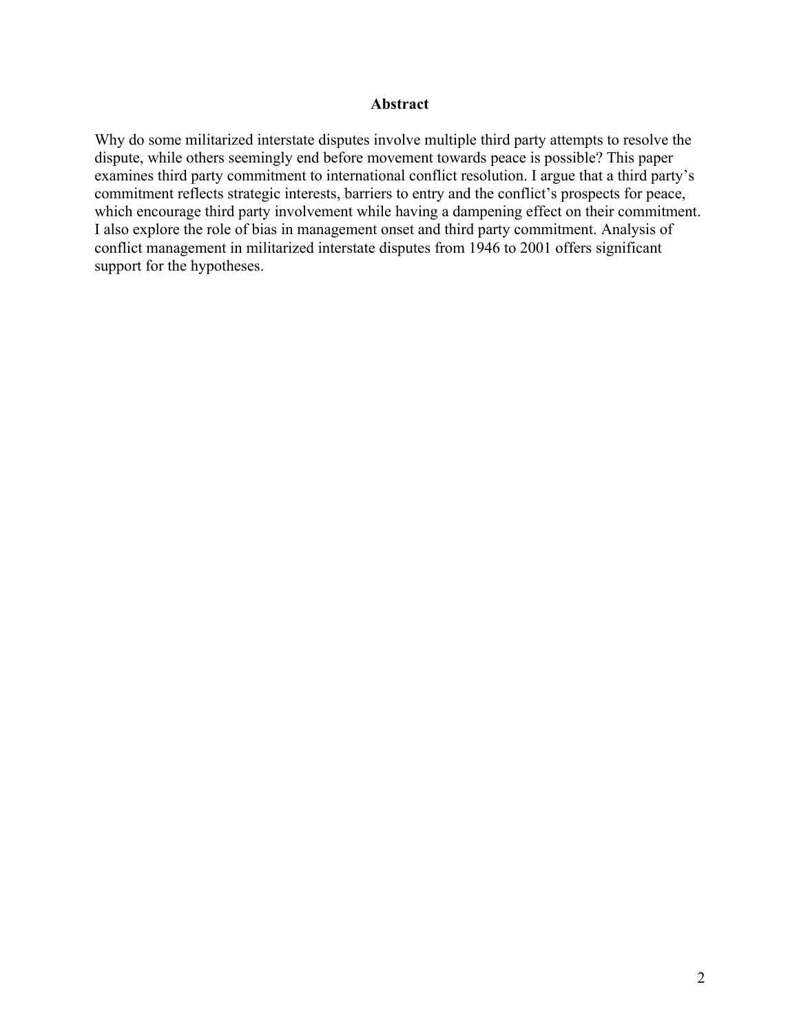## Abstract

Why do some militarized interstate disputes involve multiple third party attempts to resolve the dispute, while others seemingly end before movement towards peace is possible? This paper examines third party commitment to international conflict resolution. I argue that a third party's commitment reflects strategic interests, barriers to entry and the conflict's prospects for peace, which encourage third party involvement while having a dampening effect on their commitment. I also explore the role of bias in management onset and third party commitment. Analysis of conflict management in militarized interstate disputes from 1946 to 2001 offers significant support for the hypotheses.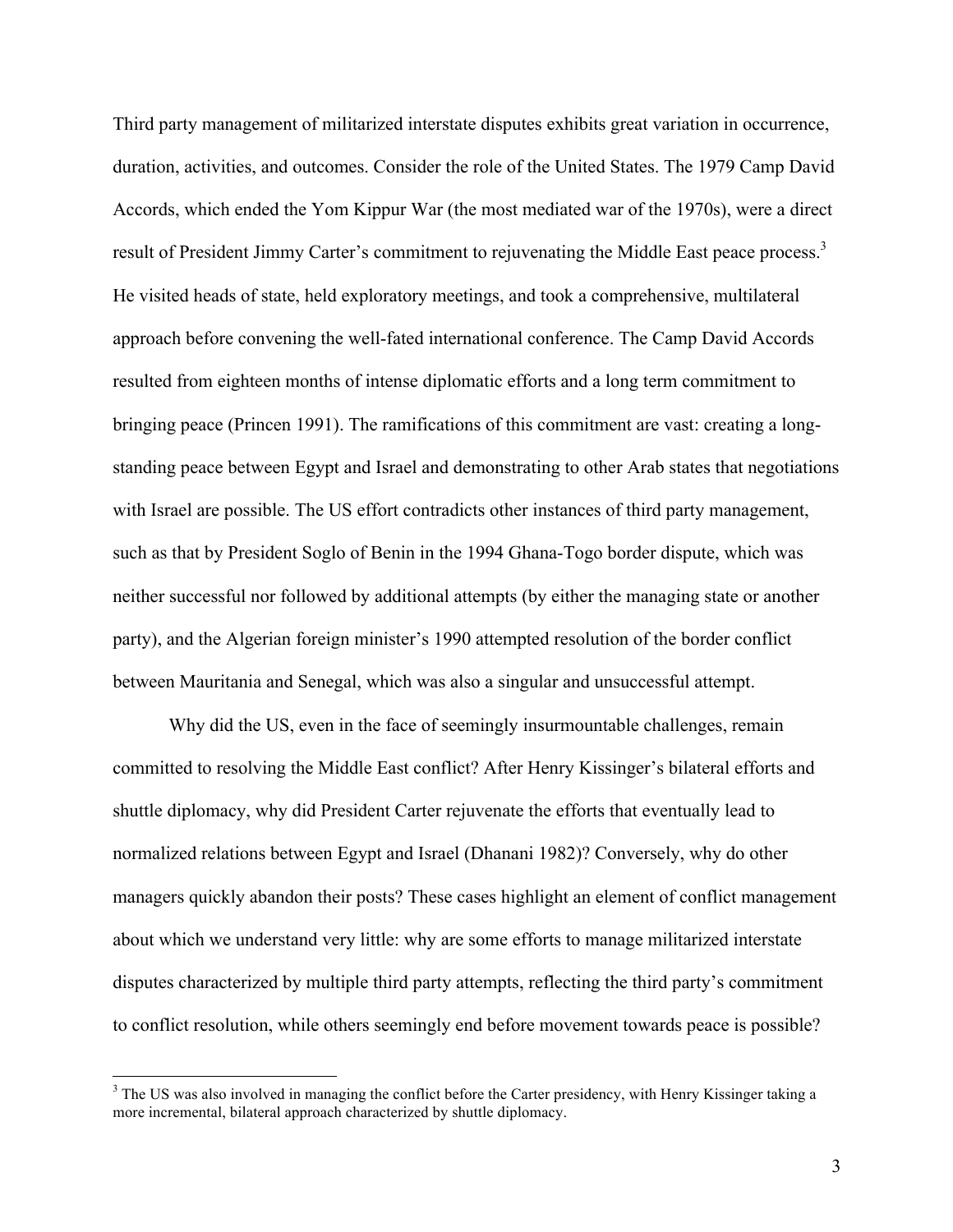Third party management of militarized interstate disputes exhibits great variation in occurrence, duration, activities, and outcomes. Consider the role of the United States. The 1979 Camp David Accords, which ended the Yom Kippur War (the most mediated war of the 1970s), were a direct result of President Jimmy Carter's commitment to rejuvenating the Middle East peace process.[3] He visited heads of state, held exploratory meetings, and took a comprehensive, multilateral approach before convening the well-fated international conference. The Camp David Accords resulted from eighteen months of intense diplomatic efforts and a long term commitment to bringing peace (Princen 1991). The ramifications of this commitment are vast: creating a long-standing peace between Egypt and Israel and demonstrating to other Arab states that negotiations with Israel are possible. The US effort contradicts other instances of third party management, such as that by President Soglo of Benin in the 1994 Ghana-Togo border dispute, which was neither successful nor followed by additional attempts (by either the managing state or another party), and the Algerian foreign minister's 1990 attempted resolution of the border conflict between Mauritania and Senegal, which was also a singular and unsuccessful attempt.

Why did the US, even in the face of seemingly insurmountable challenges, remain committed to resolving the Middle East conflict? After Henry Kissinger's bilateral efforts and shuttle diplomacy, why did President Carter rejuvenate the efforts that eventually lead to normalized relations between Egypt and Israel (Dhanani 1982)? Conversely, why do other managers quickly abandon their posts? These cases highlight an element of conflict management about which we understand very little: why are some efforts to manage militarized interstate disputes characterized by multiple third party attempts, reflecting the third party's commitment to conflict resolution, while others seemingly end before movement towards peace is possible?

[3] The US was also involved in managing the conflict before the Carter presidency, with Henry Kissinger taking a more incremental, bilateral approach characterized by shuttle diplomacy.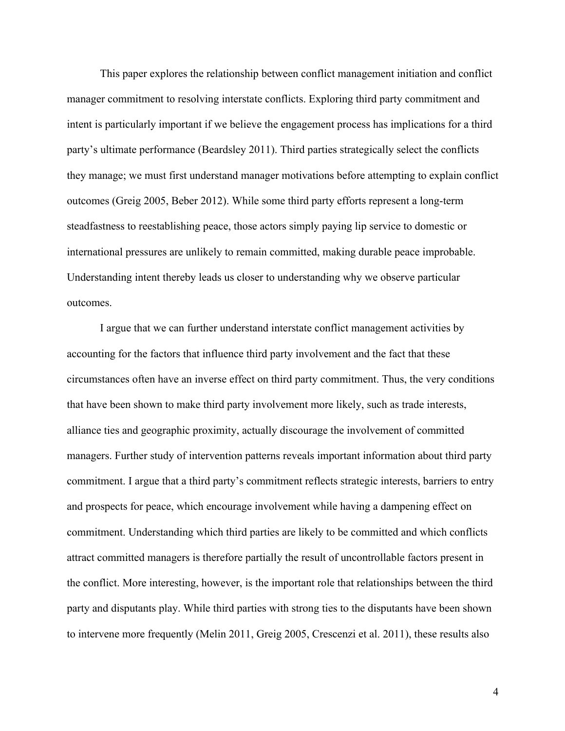This paper explores the relationship between conflict management initiation and conflict manager commitment to resolving interstate conflicts. Exploring third party commitment and intent is particularly important if we believe the engagement process has implications for a third party's ultimate performance (Beardsley 2011). Third parties strategically select the conflicts they manage; we must first understand manager motivations before attempting to explain conflict outcomes (Greig 2005, Beber 2012). While some third party efforts represent a long-term steadfastness to reestablishing peace, those actors simply paying lip service to domestic or international pressures are unlikely to remain committed, making durable peace improbable. Understanding intent thereby leads us closer to understanding why we observe particular outcomes.

I argue that we can further understand interstate conflict management activities by accounting for the factors that influence third party involvement and the fact that these circumstances often have an inverse effect on third party commitment. Thus, the very conditions that have been shown to make third party involvement more likely, such as trade interests, alliance ties and geographic proximity, actually discourage the involvement of committed managers. Further study of intervention patterns reveals important information about third party commitment. I argue that a third party's commitment reflects strategic interests, barriers to entry and prospects for peace, which encourage involvement while having a dampening effect on commitment. Understanding which third parties are likely to be committed and which conflicts attract committed managers is therefore partially the result of uncontrollable factors present in the conflict. More interesting, however, is the important role that relationships between the third party and disputants play. While third parties with strong ties to the disputants have been shown to intervene more frequently (Melin 2011, Greig 2005, Crescenzi et al. 2011), these results also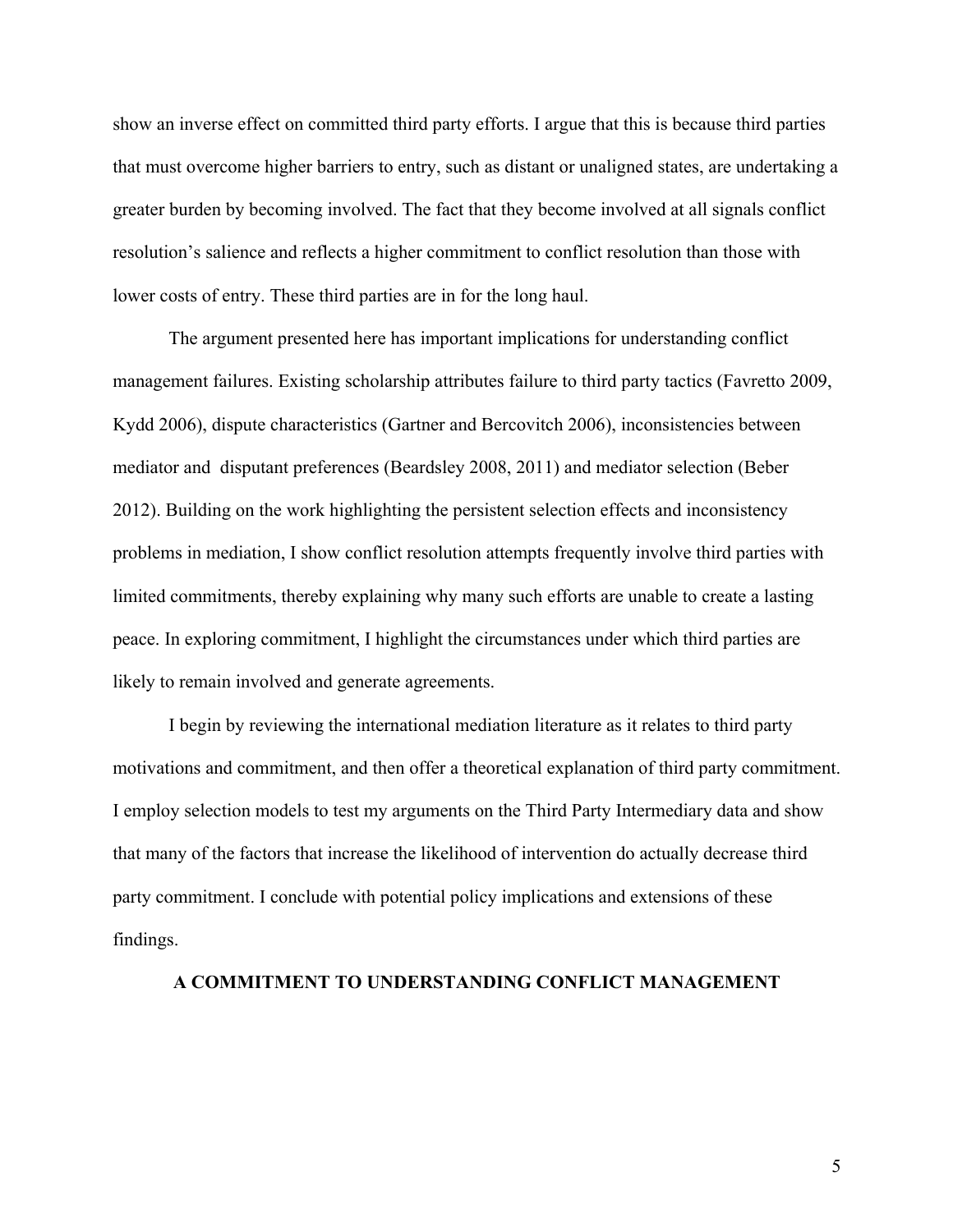show an inverse effect on committed third party efforts. I argue that this is because third parties that must overcome higher barriers to entry, such as distant or unaligned states, are undertaking a greater burden by becoming involved. The fact that they become involved at all signals conflict resolution's salience and reflects a higher commitment to conflict resolution than those with lower costs of entry. These third parties are in for the long haul.

The argument presented here has important implications for understanding conflict management failures. Existing scholarship attributes failure to third party tactics (Favretto 2009, Kydd 2006), dispute characteristics (Gartner and Bercovitch 2006), inconsistencies between mediator and disputant preferences (Beardsley 2008, 2011) and mediator selection (Beber 2012). Building on the work highlighting the persistent selection effects and inconsistency problems in mediation, I show conflict resolution attempts frequently involve third parties with limited commitments, thereby explaining why many such efforts are unable to create a lasting peace. In exploring commitment, I highlight the circumstances under which third parties are likely to remain involved and generate agreements.

I begin by reviewing the international mediation literature as it relates to third party motivations and commitment, and then offer a theoretical explanation of third party commitment. I employ selection models to test my arguments on the Third Party Intermediary data and show that many of the factors that increase the likelihood of intervention do actually decrease third party commitment. I conclude with potential policy implications and extensions of these findings.

## A COMMITMENT TO UNDERSTANDING CONFLICT MANAGEMENT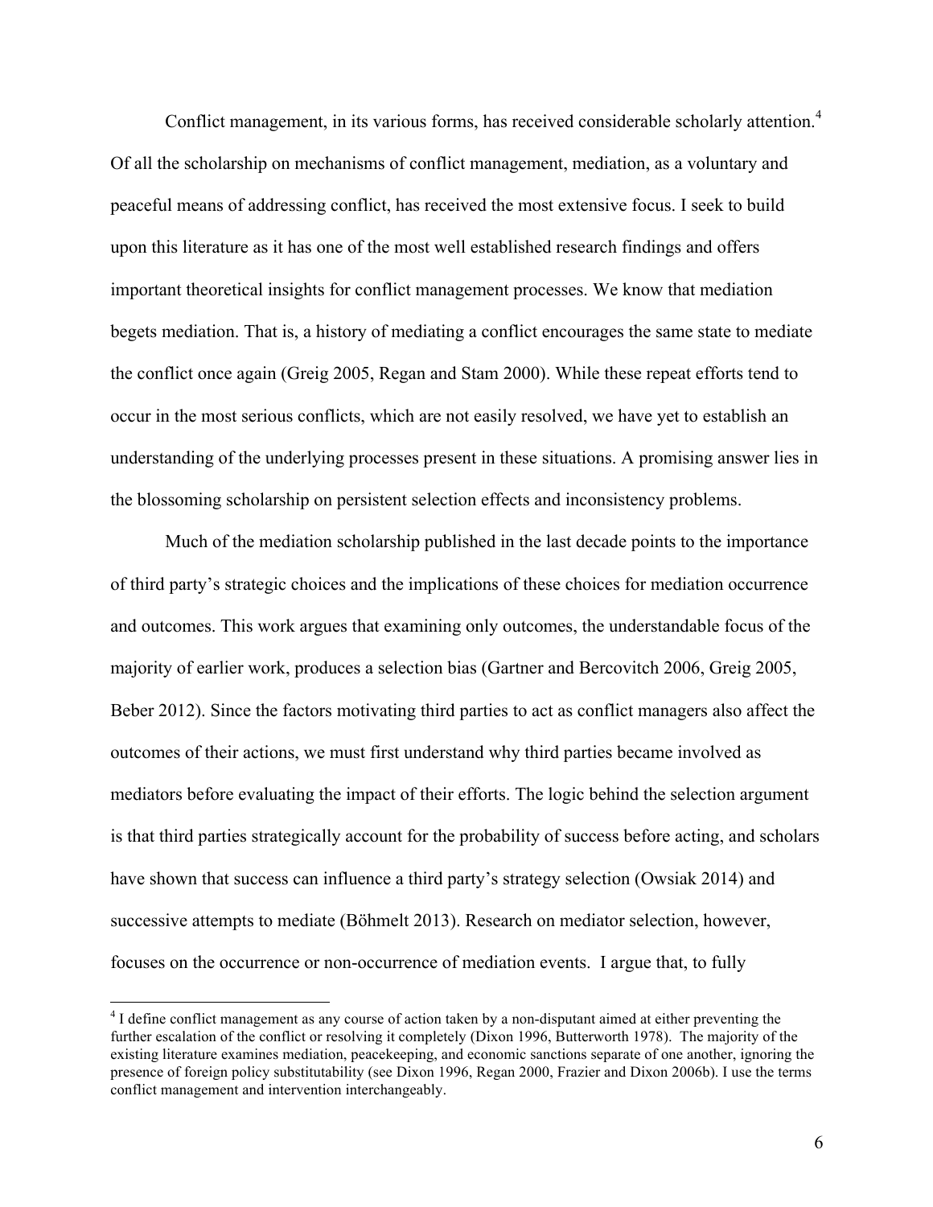Conflict management, in its various forms, has received considerable scholarly attention.[4] Of all the scholarship on mechanisms of conflict management, mediation, as a voluntary and peaceful means of addressing conflict, has received the most extensive focus. I seek to build upon this literature as it has one of the most well established research findings and offers important theoretical insights for conflict management processes. We know that mediation begets mediation. That is, a history of mediating a conflict encourages the same state to mediate the conflict once again (Greig 2005, Regan and Stam 2000). While these repeat efforts tend to occur in the most serious conflicts, which are not easily resolved, we have yet to establish an understanding of the underlying processes present in these situations. A promising answer lies in the blossoming scholarship on persistent selection effects and inconsistency problems.

Much of the mediation scholarship published in the last decade points to the importance of third party's strategic choices and the implications of these choices for mediation occurrence and outcomes. This work argues that examining only outcomes, the understandable focus of the majority of earlier work, produces a selection bias (Gartner and Bercovitch 2006, Greig 2005, Beber 2012). Since the factors motivating third parties to act as conflict managers also affect the outcomes of their actions, we must first understand why third parties became involved as mediators before evaluating the impact of their efforts. The logic behind the selection argument is that third parties strategically account for the probability of success before acting, and scholars have shown that success can influence a third party's strategy selection (Owsiak 2014) and successive attempts to mediate (Böhmelt 2013). Research on mediator selection, however, focuses on the occurrence or non-occurrence of mediation events. I argue that, to fully

[4] I define conflict management as any course of action taken by a non-disputant aimed at either preventing the further escalation of the conflict or resolving it completely (Dixon 1996, Butterworth 1978). The majority of the existing literature examines mediation, peacekeeping, and economic sanctions separate of one another, ignoring the presence of foreign policy substitutability (see Dixon 1996, Regan 2000, Frazier and Dixon 2006b). I use the terms conflict management and intervention interchangeably.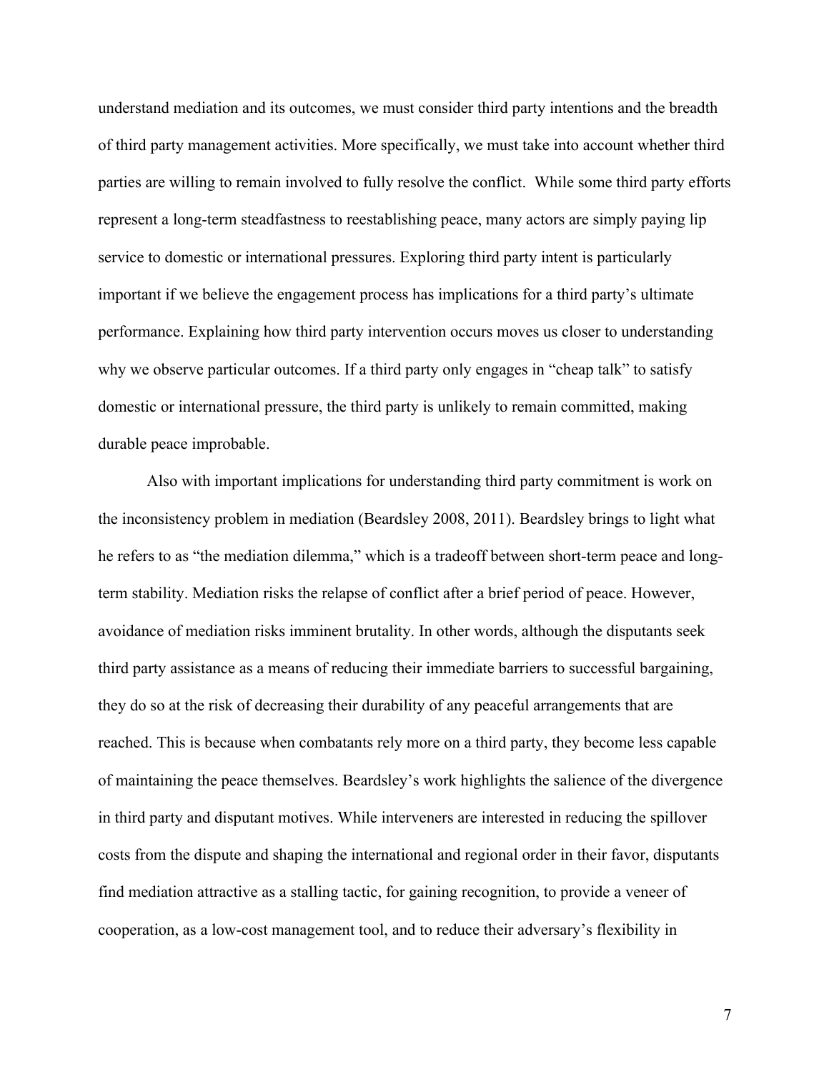understand mediation and its outcomes, we must consider third party intentions and the breadth of third party management activities. More specifically, we must take into account whether third parties are willing to remain involved to fully resolve the conflict. While some third party efforts represent a long-term steadfastness to reestablishing peace, many actors are simply paying lip service to domestic or international pressures. Exploring third party intent is particularly important if we believe the engagement process has implications for a third party's ultimate performance. Explaining how third party intervention occurs moves us closer to understanding why we observe particular outcomes. If a third party only engages in "cheap talk" to satisfy domestic or international pressure, the third party is unlikely to remain committed, making durable peace improbable.

Also with important implications for understanding third party commitment is work on the inconsistency problem in mediation (Beardsley 2008, 2011). Beardsley brings to light what he refers to as "the mediation dilemma," which is a tradeoff between short-term peace and long-term stability. Mediation risks the relapse of conflict after a brief period of peace. However, avoidance of mediation risks imminent brutality. In other words, although the disputants seek third party assistance as a means of reducing their immediate barriers to successful bargaining, they do so at the risk of decreasing their durability of any peaceful arrangements that are reached. This is because when combatants rely more on a third party, they become less capable of maintaining the peace themselves. Beardsley's work highlights the salience of the divergence in third party and disputant motives. While interveners are interested in reducing the spillover costs from the dispute and shaping the international and regional order in their favor, disputants find mediation attractive as a stalling tactic, for gaining recognition, to provide a veneer of cooperation, as a low-cost management tool, and to reduce their adversary's flexibility in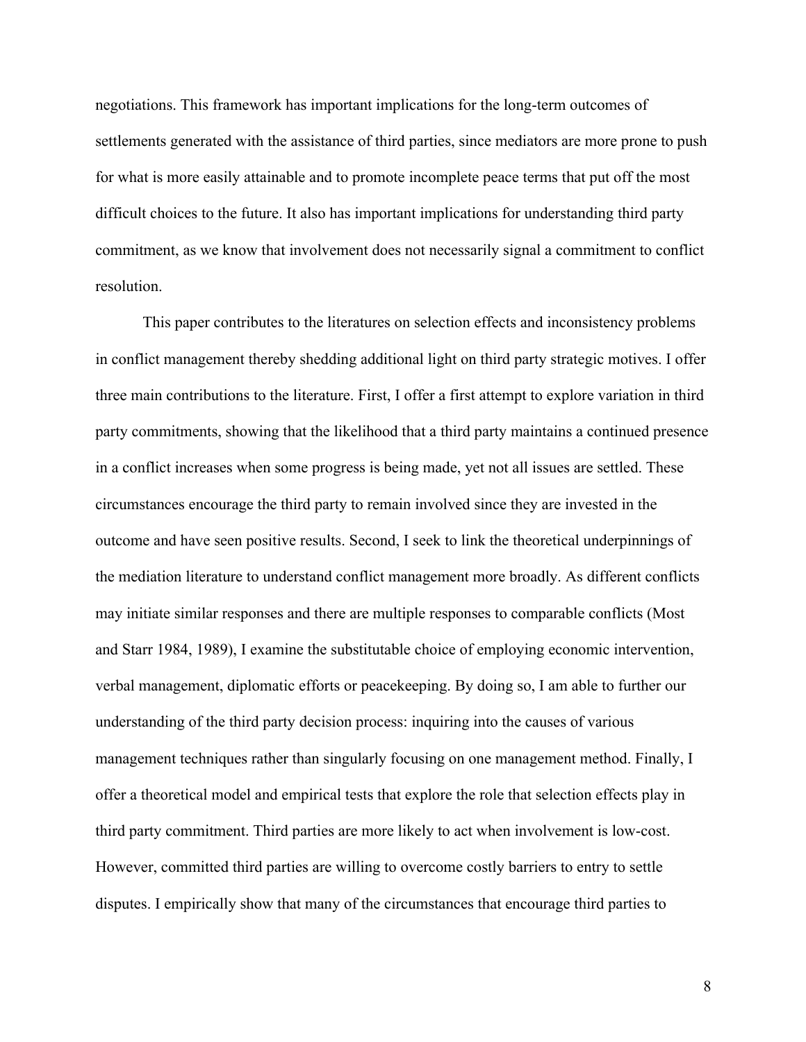negotiations. This framework has important implications for the long-term outcomes of settlements generated with the assistance of third parties, since mediators are more prone to push for what is more easily attainable and to promote incomplete peace terms that put off the most difficult choices to the future. It also has important implications for understanding third party commitment, as we know that involvement does not necessarily signal a commitment to conflict resolution.

This paper contributes to the literatures on selection effects and inconsistency problems in conflict management thereby shedding additional light on third party strategic motives. I offer three main contributions to the literature. First, I offer a first attempt to explore variation in third party commitments, showing that the likelihood that a third party maintains a continued presence in a conflict increases when some progress is being made, yet not all issues are settled. These circumstances encourage the third party to remain involved since they are invested in the outcome and have seen positive results. Second, I seek to link the theoretical underpinnings of the mediation literature to understand conflict management more broadly. As different conflicts may initiate similar responses and there are multiple responses to comparable conflicts (Most and Starr 1984, 1989), I examine the substitutable choice of employing economic intervention, verbal management, diplomatic efforts or peacekeeping. By doing so, I am able to further our understanding of the third party decision process: inquiring into the causes of various management techniques rather than singularly focusing on one management method. Finally, I offer a theoretical model and empirical tests that explore the role that selection effects play in third party commitment. Third parties are more likely to act when involvement is low-cost. However, committed third parties are willing to overcome costly barriers to entry to settle disputes. I empirically show that many of the circumstances that encourage third parties to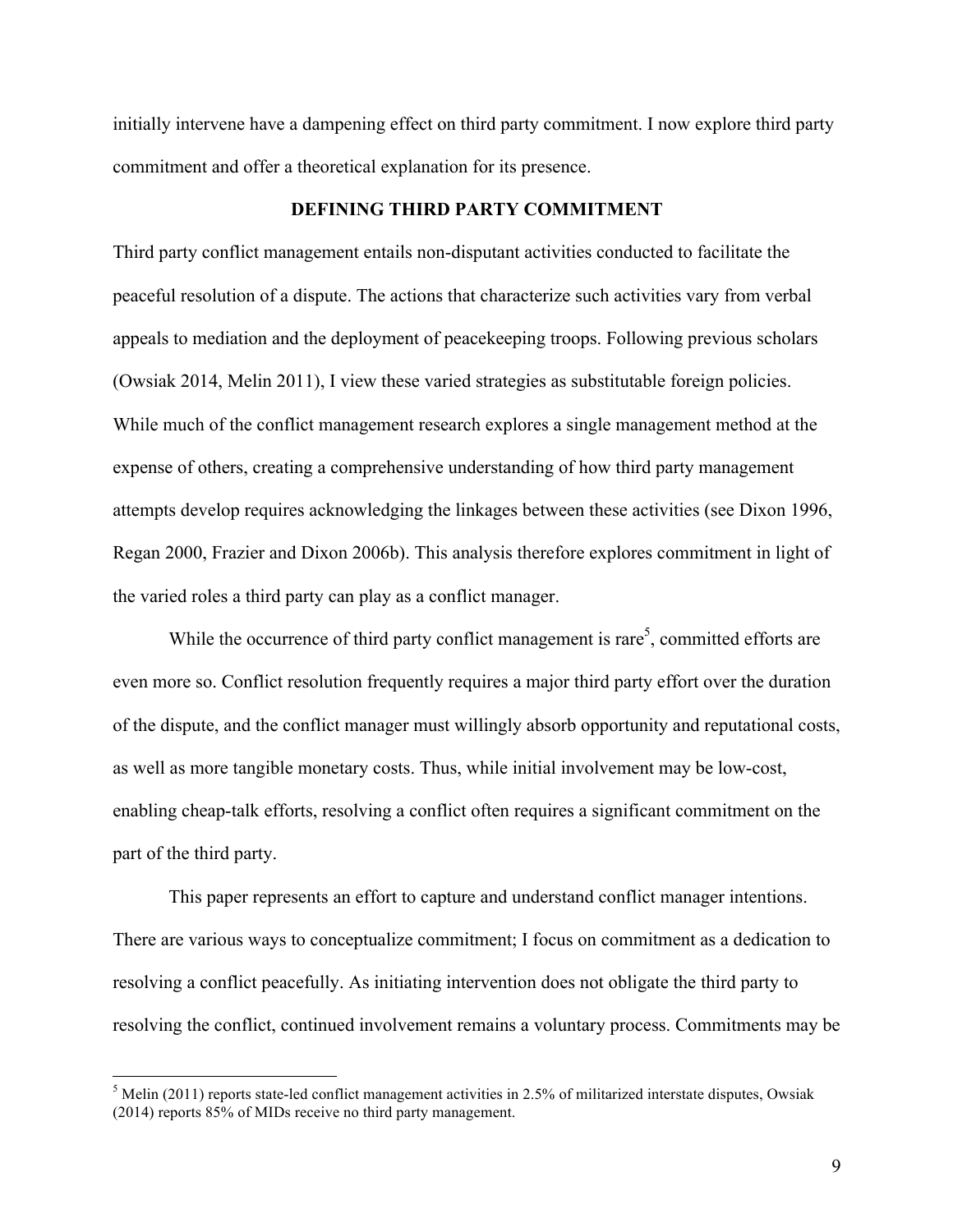initially intervene have a dampening effect on third party commitment. I now explore third party commitment and offer a theoretical explanation for its presence.

## DEFINING THIRD PARTY COMMITMENT

Third party conflict management entails non-disputant activities conducted to facilitate the peaceful resolution of a dispute. The actions that characterize such activities vary from verbal appeals to mediation and the deployment of peacekeeping troops. Following previous scholars (Owsiak 2014, Melin 2011), I view these varied strategies as substitutable foreign policies. While much of the conflict management research explores a single management method at the expense of others, creating a comprehensive understanding of how third party management attempts develop requires acknowledging the linkages between these activities (see Dixon 1996, Regan 2000, Frazier and Dixon 2006b). This analysis therefore explores commitment in light of the varied roles a third party can play as a conflict manager.

While the occurrence of third party conflict management is rare[5], committed efforts are even more so. Conflict resolution frequently requires a major third party effort over the duration of the dispute, and the conflict manager must willingly absorb opportunity and reputational costs, as well as more tangible monetary costs. Thus, while initial involvement may be low-cost, enabling cheap-talk efforts, resolving a conflict often requires a significant commitment on the part of the third party.

This paper represents an effort to capture and understand conflict manager intentions. There are various ways to conceptualize commitment; I focus on commitment as a dedication to resolving a conflict peacefully. As initiating intervention does not obligate the third party to resolving the conflict, continued involvement remains a voluntary process. Commitments may be

[5] Melin (2011) reports state-led conflict management activities in 2.5% of militarized interstate disputes, Owsiak (2014) reports 85% of MIDs receive no third party management.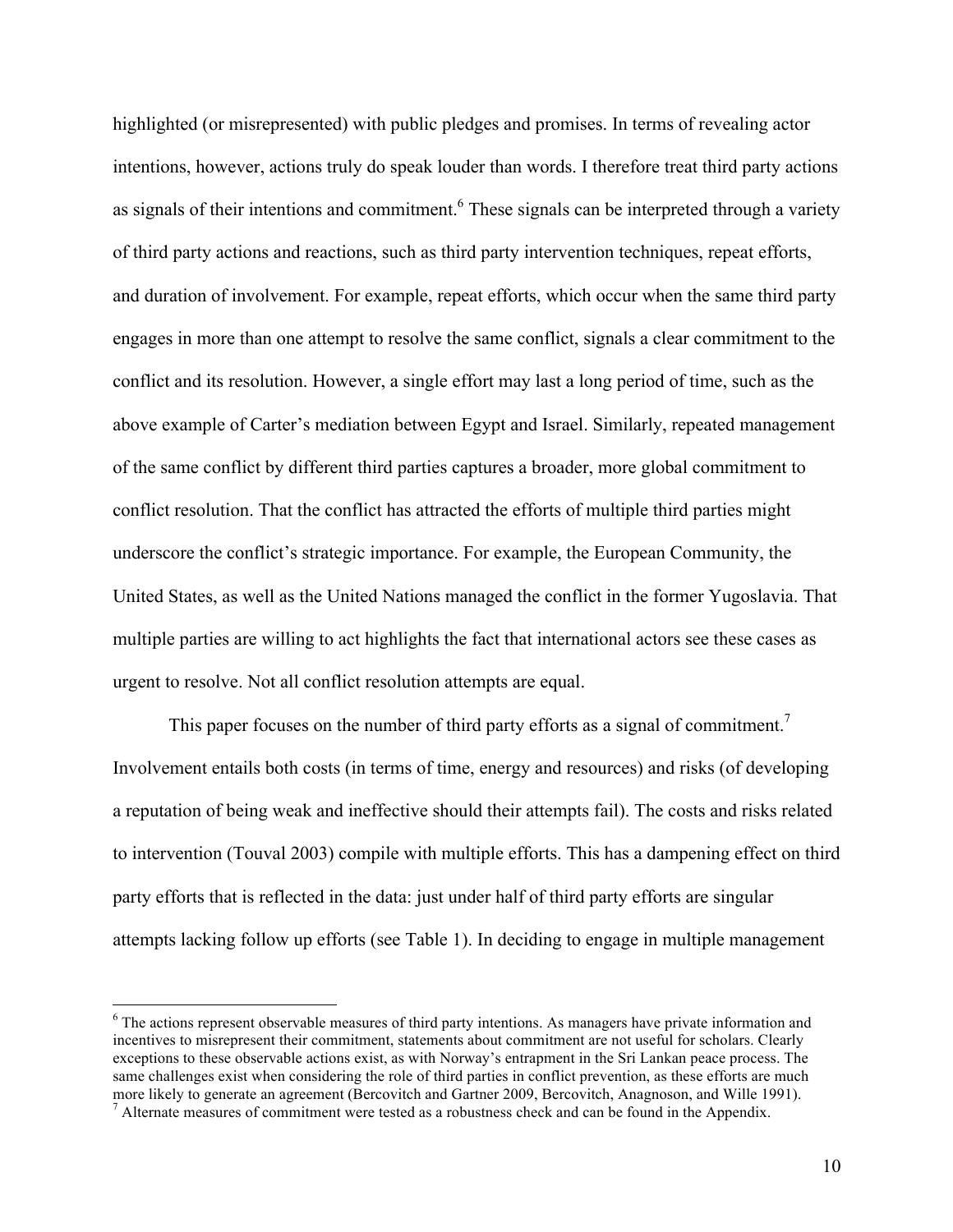highlighted (or misrepresented) with public pledges and promises. In terms of revealing actor intentions, however, actions truly do speak louder than words. I therefore treat third party actions as signals of their intentions and commitment.[6] These signals can be interpreted through a variety of third party actions and reactions, such as third party intervention techniques, repeat efforts, and duration of involvement. For example, repeat efforts, which occur when the same third party engages in more than one attempt to resolve the same conflict, signals a clear commitment to the conflict and its resolution. However, a single effort may last a long period of time, such as the above example of Carter's mediation between Egypt and Israel. Similarly, repeated management of the same conflict by different third parties captures a broader, more global commitment to conflict resolution. That the conflict has attracted the efforts of multiple third parties might underscore the conflict's strategic importance. For example, the European Community, the United States, as well as the United Nations managed the conflict in the former Yugoslavia. That multiple parties are willing to act highlights the fact that international actors see these cases as urgent to resolve. Not all conflict resolution attempts are equal.

This paper focuses on the number of third party efforts as a signal of commitment.[7] Involvement entails both costs (in terms of time, energy and resources) and risks (of developing a reputation of being weak and ineffective should their attempts fail). The costs and risks related to intervention (Touval 2003) compile with multiple efforts. This has a dampening effect on third party efforts that is reflected in the data: just under half of third party efforts are singular attempts lacking follow up efforts (see Table 1). In deciding to engage in multiple management

---

[6] The actions represent observable measures of third party intentions. As managers have private information and incentives to misrepresent their commitment, statements about commitment are not useful for scholars. Clearly exceptions to these observable actions exist, as with Norway's entrapment in the Sri Lankan peace process. The same challenges exist when considering the role of third parties in conflict prevention, as these efforts are much more likely to generate an agreement (Bercovitch and Gartner 2009, Bercovitch, Anagnoson, and Wille 1991).

[7] Alternate measures of commitment were tested as a robustness check and can be found in the Appendix.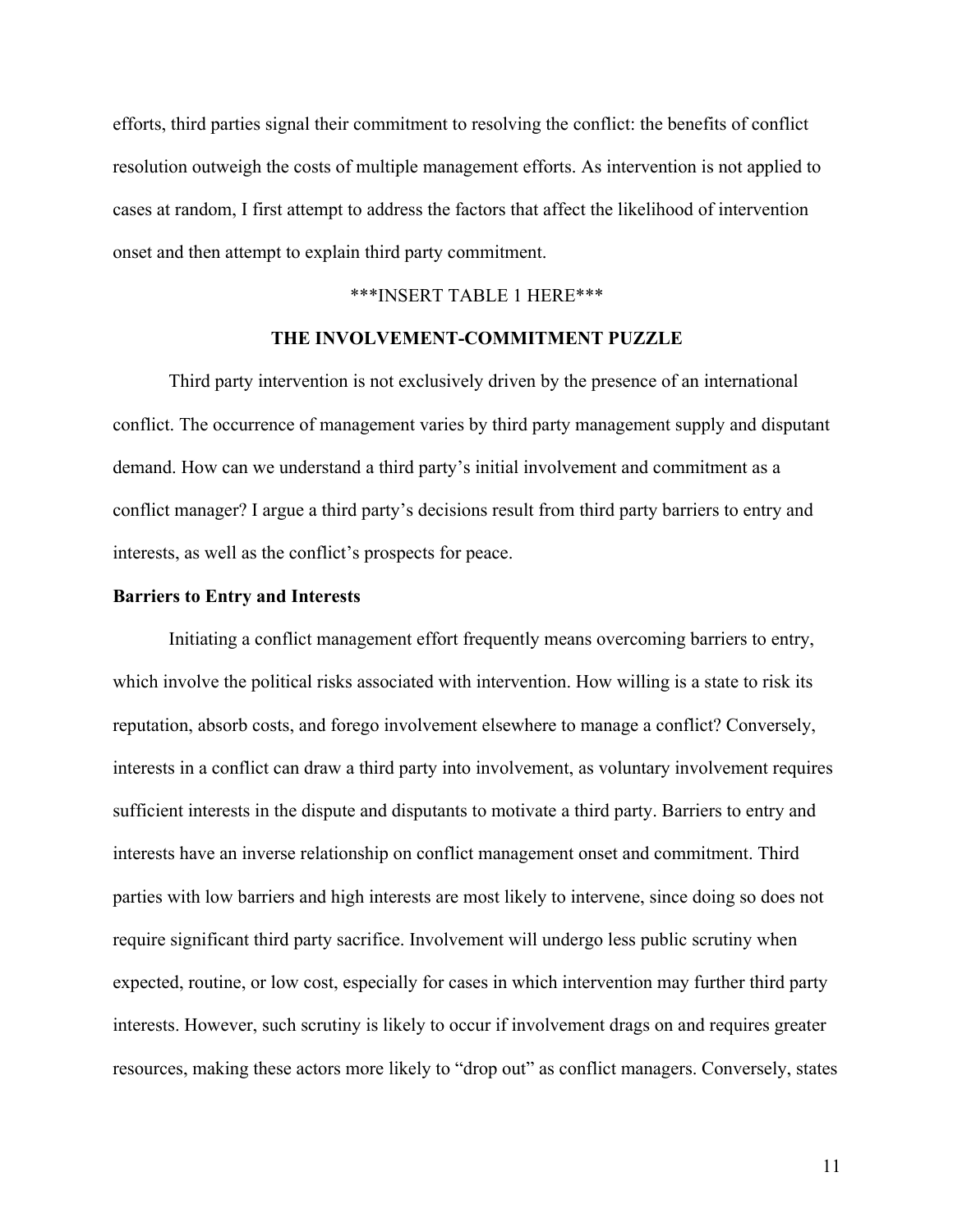efforts, third parties signal their commitment to resolving the conflict: the benefits of conflict resolution outweigh the costs of multiple management efforts. As intervention is not applied to cases at random, I first attempt to address the factors that affect the likelihood of intervention onset and then attempt to explain third party commitment.

***INSERT TABLE 1 HERE***

## THE INVOLVEMENT-COMMITMENT PUZZLE

Third party intervention is not exclusively driven by the presence of an international conflict. The occurrence of management varies by third party management supply and disputant demand. How can we understand a third party's initial involvement and commitment as a conflict manager? I argue a third party's decisions result from third party barriers to entry and interests, as well as the conflict's prospects for peace.

### Barriers to Entry and Interests

Initiating a conflict management effort frequently means overcoming barriers to entry, which involve the political risks associated with intervention. How willing is a state to risk its reputation, absorb costs, and forego involvement elsewhere to manage a conflict? Conversely, interests in a conflict can draw a third party into involvement, as voluntary involvement requires sufficient interests in the dispute and disputants to motivate a third party. Barriers to entry and interests have an inverse relationship on conflict management onset and commitment. Third parties with low barriers and high interests are most likely to intervene, since doing so does not require significant third party sacrifice. Involvement will undergo less public scrutiny when expected, routine, or low cost, especially for cases in which intervention may further third party interests. However, such scrutiny is likely to occur if involvement drags on and requires greater resources, making these actors more likely to "drop out" as conflict managers. Conversely, states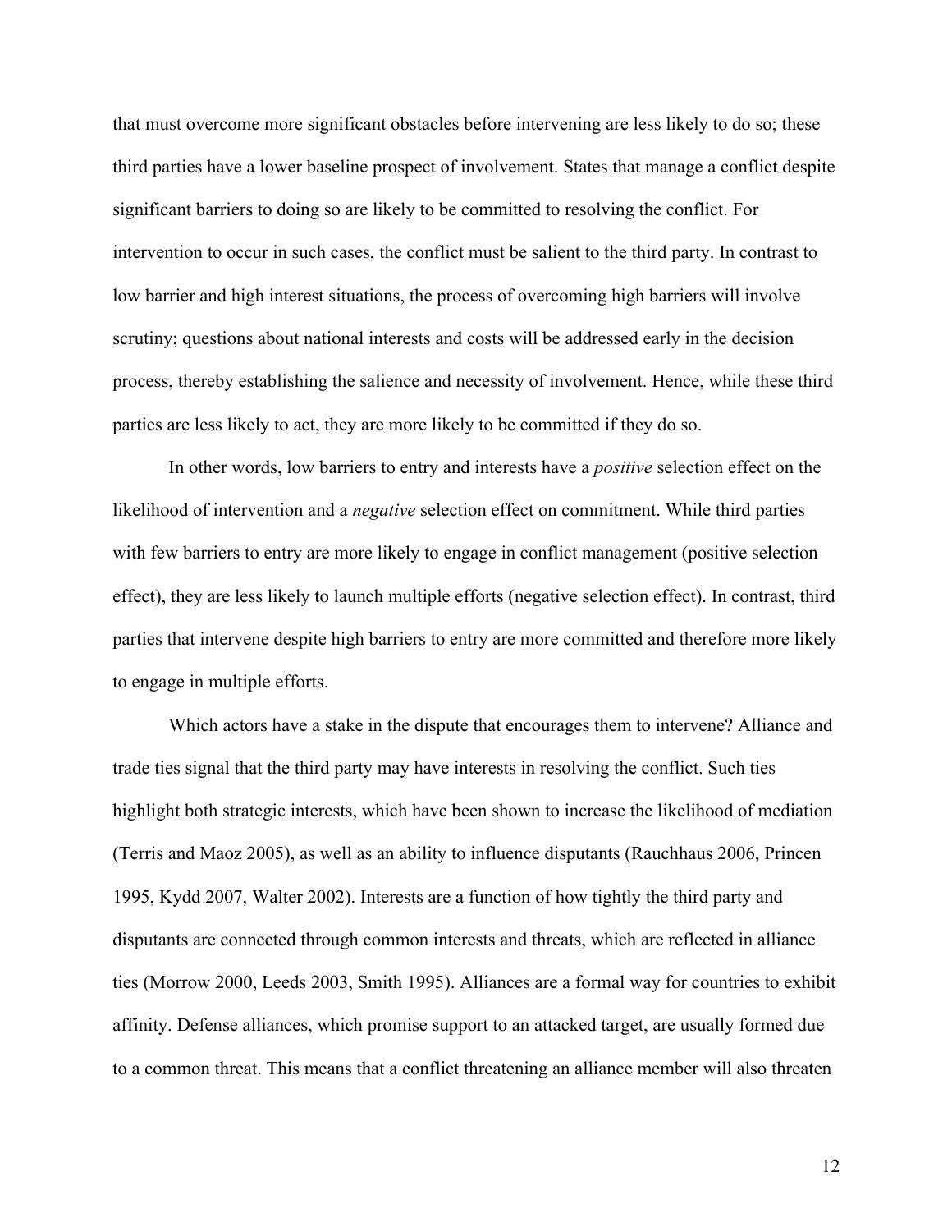that must overcome more significant obstacles before intervening are less likely to do so; these third parties have a lower baseline prospect of involvement. States that manage a conflict despite significant barriers to doing so are likely to be committed to resolving the conflict. For intervention to occur in such cases, the conflict must be salient to the third party. In contrast to low barrier and high interest situations, the process of overcoming high barriers will involve scrutiny; questions about national interests and costs will be addressed early in the decision process, thereby establishing the salience and necessity of involvement. Hence, while these third parties are less likely to act, they are more likely to be committed if they do so.

In other words, low barriers to entry and interests have a *positive* selection effect on the likelihood of intervention and a *negative* selection effect on commitment. While third parties with few barriers to entry are more likely to engage in conflict management (positive selection effect), they are less likely to launch multiple efforts (negative selection effect). In contrast, third parties that intervene despite high barriers to entry are more committed and therefore more likely to engage in multiple efforts.

Which actors have a stake in the dispute that encourages them to intervene? Alliance and trade ties signal that the third party may have interests in resolving the conflict. Such ties highlight both strategic interests, which have been shown to increase the likelihood of mediation (Terris and Maoz 2005), as well as an ability to influence disputants (Rauchhaus 2006, Princen 1995, Kydd 2007, Walter 2002). Interests are a function of how tightly the third party and disputants are connected through common interests and threats, which are reflected in alliance ties (Morrow 2000, Leeds 2003, Smith 1995). Alliances are a formal way for countries to exhibit affinity. Defense alliances, which promise support to an attacked target, are usually formed due to a common threat. This means that a conflict threatening an alliance member will also threaten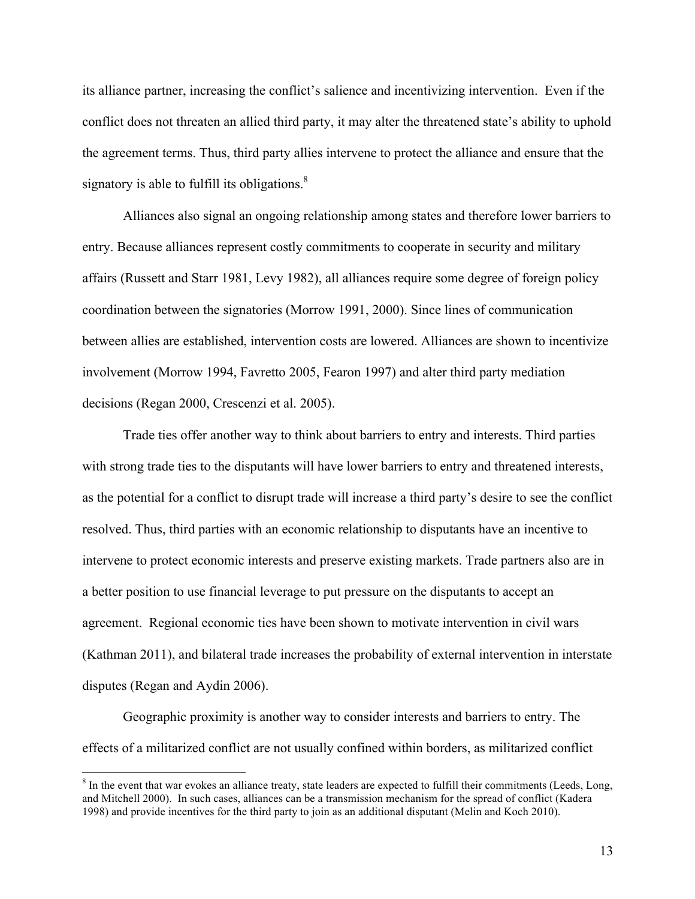its alliance partner, increasing the conflict's salience and incentivizing intervention. Even if the conflict does not threaten an allied third party, it may alter the threatened state's ability to uphold the agreement terms. Thus, third party allies intervene to protect the alliance and ensure that the signatory is able to fulfill its obligations.[8]

Alliances also signal an ongoing relationship among states and therefore lower barriers to entry. Because alliances represent costly commitments to cooperate in security and military affairs (Russett and Starr 1981, Levy 1982), all alliances require some degree of foreign policy coordination between the signatories (Morrow 1991, 2000). Since lines of communication between allies are established, intervention costs are lowered. Alliances are shown to incentivize involvement (Morrow 1994, Favretto 2005, Fearon 1997) and alter third party mediation decisions (Regan 2000, Crescenzi et al. 2005).

Trade ties offer another way to think about barriers to entry and interests. Third parties with strong trade ties to the disputants will have lower barriers to entry and threatened interests, as the potential for a conflict to disrupt trade will increase a third party's desire to see the conflict resolved. Thus, third parties with an economic relationship to disputants have an incentive to intervene to protect economic interests and preserve existing markets. Trade partners also are in a better position to use financial leverage to put pressure on the disputants to accept an agreement. Regional economic ties have been shown to motivate intervention in civil wars (Kathman 2011), and bilateral trade increases the probability of external intervention in interstate disputes (Regan and Aydin 2006).

Geographic proximity is another way to consider interests and barriers to entry. The effects of a militarized conflict are not usually confined within borders, as militarized conflict

[8] In the event that war evokes an alliance treaty, state leaders are expected to fulfill their commitments (Leeds, Long, and Mitchell 2000). In such cases, alliances can be a transmission mechanism for the spread of conflict (Kadera 1998) and provide incentives for the third party to join as an additional disputant (Melin and Koch 2010).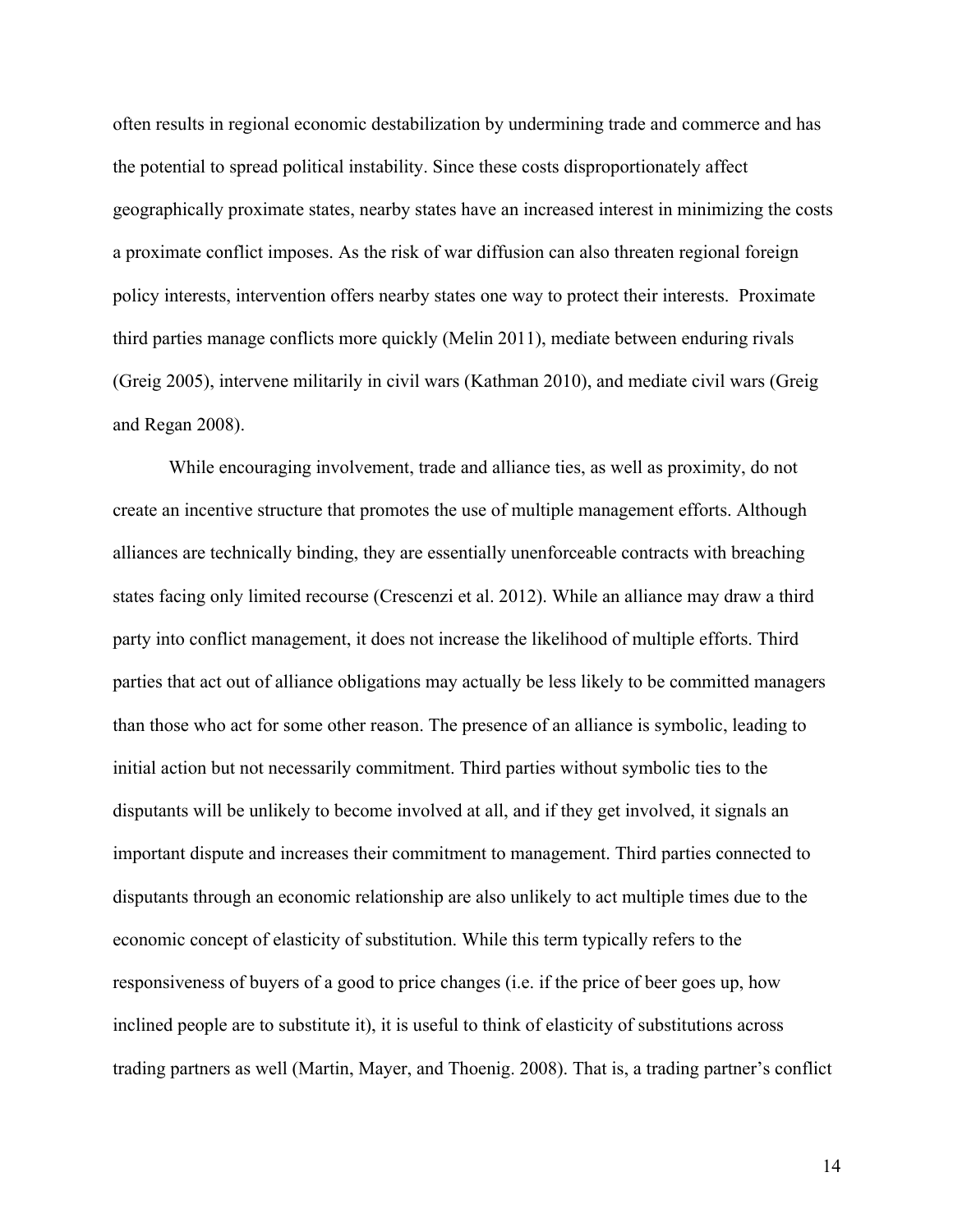often results in regional economic destabilization by undermining trade and commerce and has the potential to spread political instability. Since these costs disproportionately affect geographically proximate states, nearby states have an increased interest in minimizing the costs a proximate conflict imposes. As the risk of war diffusion can also threaten regional foreign policy interests, intervention offers nearby states one way to protect their interests. Proximate third parties manage conflicts more quickly (Melin 2011), mediate between enduring rivals (Greig 2005), intervene militarily in civil wars (Kathman 2010), and mediate civil wars (Greig and Regan 2008).

While encouraging involvement, trade and alliance ties, as well as proximity, do not create an incentive structure that promotes the use of multiple management efforts. Although alliances are technically binding, they are essentially unenforceable contracts with breaching states facing only limited recourse (Crescenzi et al. 2012). While an alliance may draw a third party into conflict management, it does not increase the likelihood of multiple efforts. Third parties that act out of alliance obligations may actually be less likely to be committed managers than those who act for some other reason. The presence of an alliance is symbolic, leading to initial action but not necessarily commitment. Third parties without symbolic ties to the disputants will be unlikely to become involved at all, and if they get involved, it signals an important dispute and increases their commitment to management. Third parties connected to disputants through an economic relationship are also unlikely to act multiple times due to the economic concept of elasticity of substitution. While this term typically refers to the responsiveness of buyers of a good to price changes (i.e. if the price of beer goes up, how inclined people are to substitute it), it is useful to think of elasticity of substitutions across trading partners as well (Martin, Mayer, and Thoenig. 2008). That is, a trading partner's conflict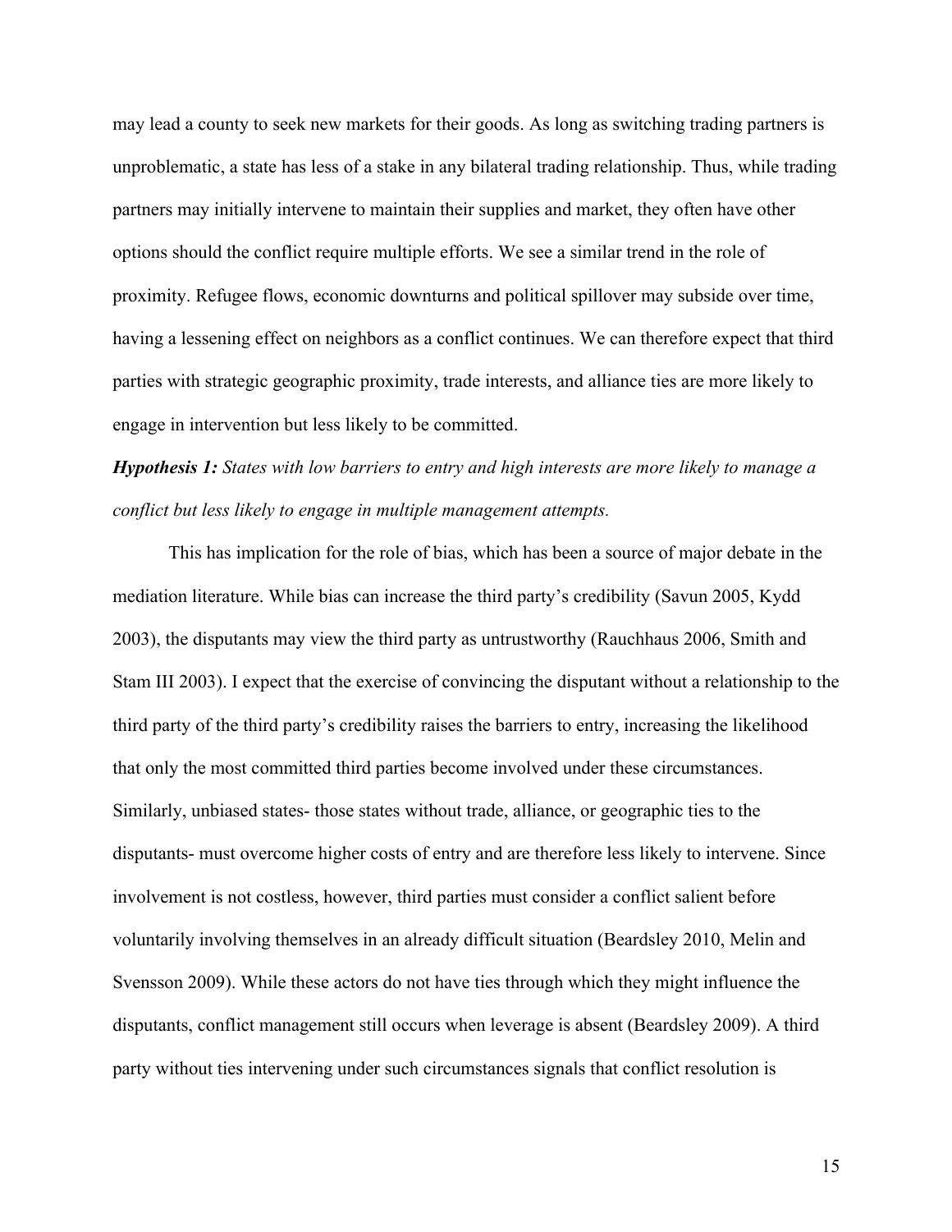may lead a county to seek new markets for their goods. As long as switching trading partners is unproblematic, a state has less of a stake in any bilateral trading relationship. Thus, while trading partners may initially intervene to maintain their supplies and market, they often have other options should the conflict require multiple efforts. We see a similar trend in the role of proximity. Refugee flows, economic downturns and political spillover may subside over time, having a lessening effect on neighbors as a conflict continues. We can therefore expect that third parties with strategic geographic proximity, trade interests, and alliance ties are more likely to engage in intervention but less likely to be committed.

***Hypothesis 1:*** *States with low barriers to entry and high interests are more likely to manage a conflict but less likely to engage in multiple management attempts.*

This has implication for the role of bias, which has been a source of major debate in the mediation literature. While bias can increase the third party's credibility (Savun 2005, Kydd 2003), the disputants may view the third party as untrustworthy (Rauchhaus 2006, Smith and Stam III 2003). I expect that the exercise of convincing the disputant without a relationship to the third party of the third party's credibility raises the barriers to entry, increasing the likelihood that only the most committed third parties become involved under these circumstances. Similarly, unbiased states- those states without trade, alliance, or geographic ties to the disputants- must overcome higher costs of entry and are therefore less likely to intervene. Since involvement is not costless, however, third parties must consider a conflict salient before voluntarily involving themselves in an already difficult situation (Beardsley 2010, Melin and Svensson 2009). While these actors do not have ties through which they might influence the disputants, conflict management still occurs when leverage is absent (Beardsley 2009). A third party without ties intervening under such circumstances signals that conflict resolution is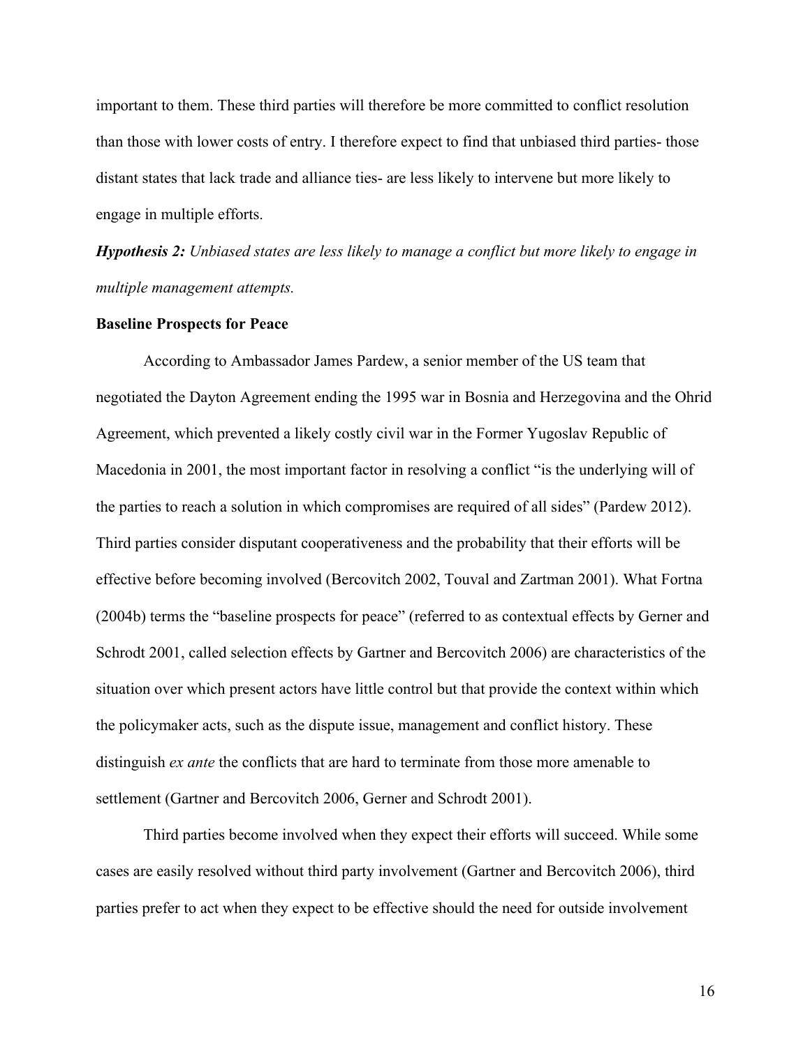important to them. These third parties will therefore be more committed to conflict resolution than those with lower costs of entry. I therefore expect to find that unbiased third parties- those distant states that lack trade and alliance ties- are less likely to intervene but more likely to engage in multiple efforts.

***Hypothesis 2:*** *Unbiased states are less likely to manage a conflict but more likely to engage in multiple management attempts.*

**Baseline Prospects for Peace**

According to Ambassador James Pardew, a senior member of the US team that negotiated the Dayton Agreement ending the 1995 war in Bosnia and Herzegovina and the Ohrid Agreement, which prevented a likely costly civil war in the Former Yugoslav Republic of Macedonia in 2001, the most important factor in resolving a conflict "is the underlying will of the parties to reach a solution in which compromises are required of all sides" (Pardew 2012). Third parties consider disputant cooperativeness and the probability that their efforts will be effective before becoming involved (Bercovitch 2002, Touval and Zartman 2001). What Fortna (2004b) terms the "baseline prospects for peace" (referred to as contextual effects by Gerner and Schrodt 2001, called selection effects by Gartner and Bercovitch 2006) are characteristics of the situation over which present actors have little control but that provide the context within which the policymaker acts, such as the dispute issue, management and conflict history. These distinguish *ex ante* the conflicts that are hard to terminate from those more amenable to settlement (Gartner and Bercovitch 2006, Gerner and Schrodt 2001).

Third parties become involved when they expect their efforts will succeed. While some cases are easily resolved without third party involvement (Gartner and Bercovitch 2006), third parties prefer to act when they expect to be effective should the need for outside involvement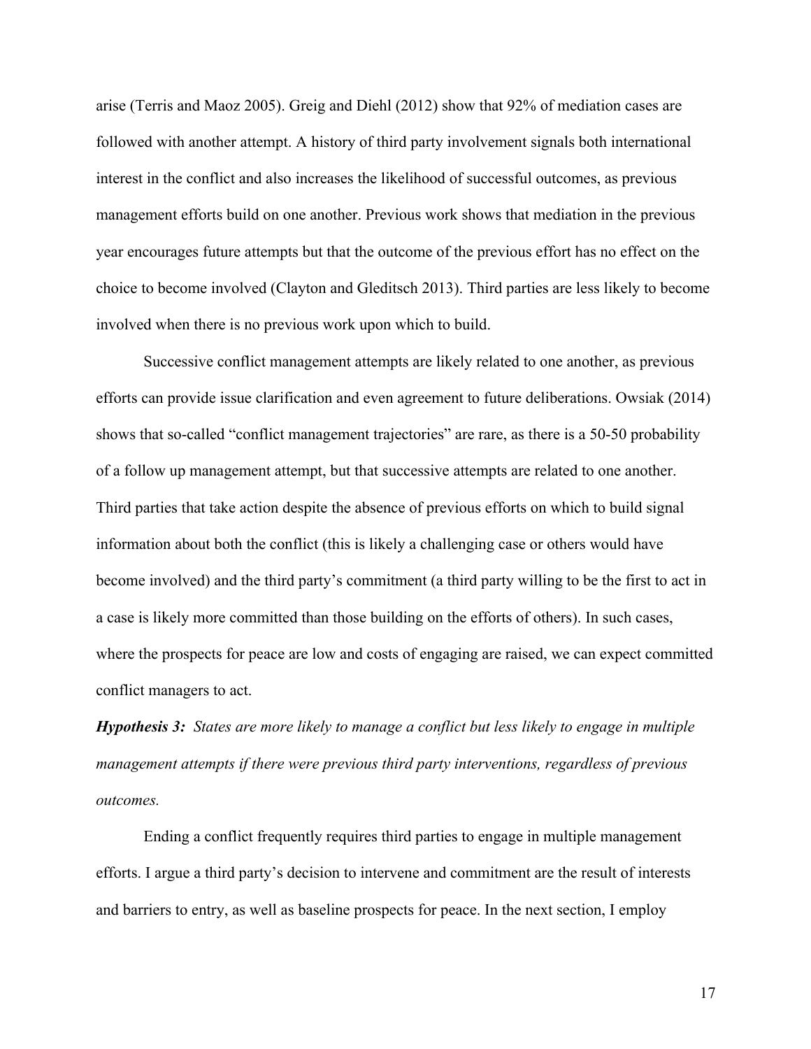arise (Terris and Maoz 2005). Greig and Diehl (2012) show that 92% of mediation cases are followed with another attempt. A history of third party involvement signals both international interest in the conflict and also increases the likelihood of successful outcomes, as previous management efforts build on one another. Previous work shows that mediation in the previous year encourages future attempts but that the outcome of the previous effort has no effect on the choice to become involved (Clayton and Gleditsch 2013). Third parties are less likely to become involved when there is no previous work upon which to build.

Successive conflict management attempts are likely related to one another, as previous efforts can provide issue clarification and even agreement to future deliberations. Owsiak (2014) shows that so-called "conflict management trajectories" are rare, as there is a 50-50 probability of a follow up management attempt, but that successive attempts are related to one another. Third parties that take action despite the absence of previous efforts on which to build signal information about both the conflict (this is likely a challenging case or others would have become involved) and the third party's commitment (a third party willing to be the first to act in a case is likely more committed than those building on the efforts of others). In such cases, where the prospects for peace are low and costs of engaging are raised, we can expect committed conflict managers to act.

***Hypothesis 3:*** *States are more likely to manage a conflict but less likely to engage in multiple management attempts if there were previous third party interventions, regardless of previous outcomes.*

Ending a conflict frequently requires third parties to engage in multiple management efforts. I argue a third party's decision to intervene and commitment are the result of interests and barriers to entry, as well as baseline prospects for peace. In the next section, I employ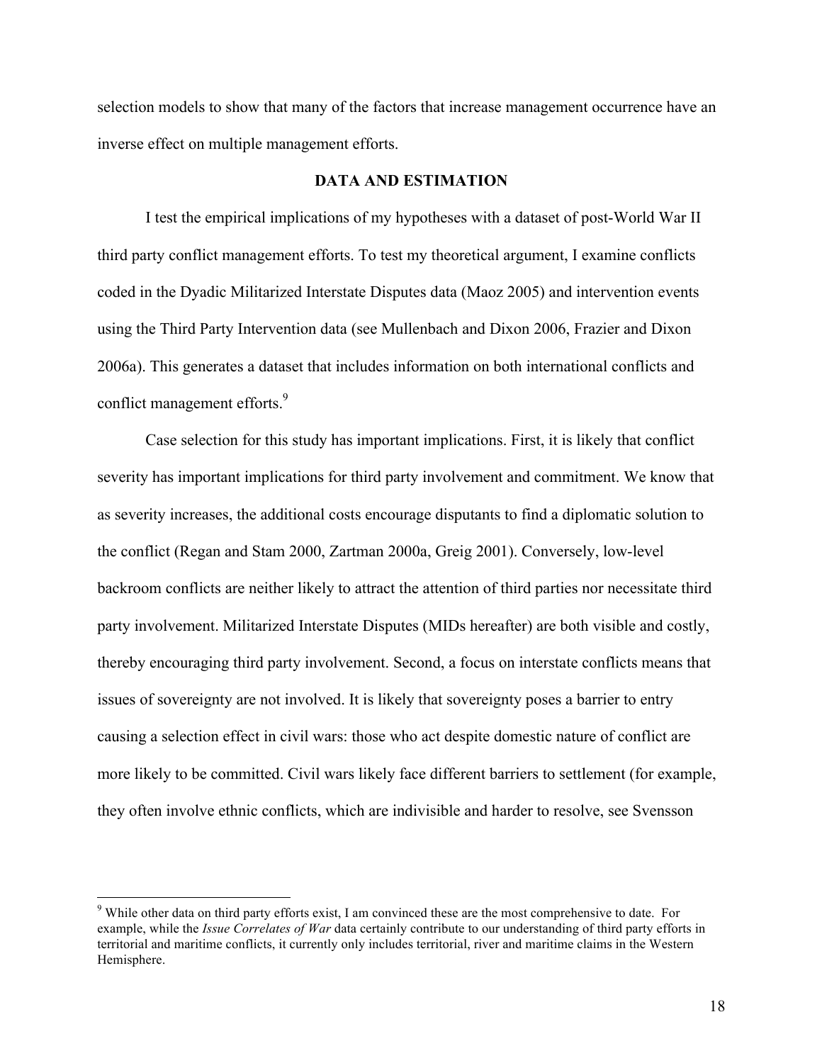selection models to show that many of the factors that increase management occurrence have an inverse effect on multiple management efforts.

## DATA AND ESTIMATION

I test the empirical implications of my hypotheses with a dataset of post-World War II third party conflict management efforts. To test my theoretical argument, I examine conflicts coded in the Dyadic Militarized Interstate Disputes data (Maoz 2005) and intervention events using the Third Party Intervention data (see Mullenbach and Dixon 2006, Frazier and Dixon 2006a). This generates a dataset that includes information on both international conflicts and conflict management efforts.[9]

Case selection for this study has important implications. First, it is likely that conflict severity has important implications for third party involvement and commitment. We know that as severity increases, the additional costs encourage disputants to find a diplomatic solution to the conflict (Regan and Stam 2000, Zartman 2000a, Greig 2001). Conversely, low-level backroom conflicts are neither likely to attract the attention of third parties nor necessitate third party involvement. Militarized Interstate Disputes (MIDs hereafter) are both visible and costly, thereby encouraging third party involvement. Second, a focus on interstate conflicts means that issues of sovereignty are not involved. It is likely that sovereignty poses a barrier to entry causing a selection effect in civil wars: those who act despite domestic nature of conflict are more likely to be committed. Civil wars likely face different barriers to settlement (for example, they often involve ethnic conflicts, which are indivisible and harder to resolve, see Svensson

---

[9] While other data on third party efforts exist, I am convinced these are the most comprehensive to date. For example, while the *Issue Correlates of War* data certainly contribute to our understanding of third party efforts in territorial and maritime conflicts, it currently only includes territorial, river and maritime claims in the Western Hemisphere.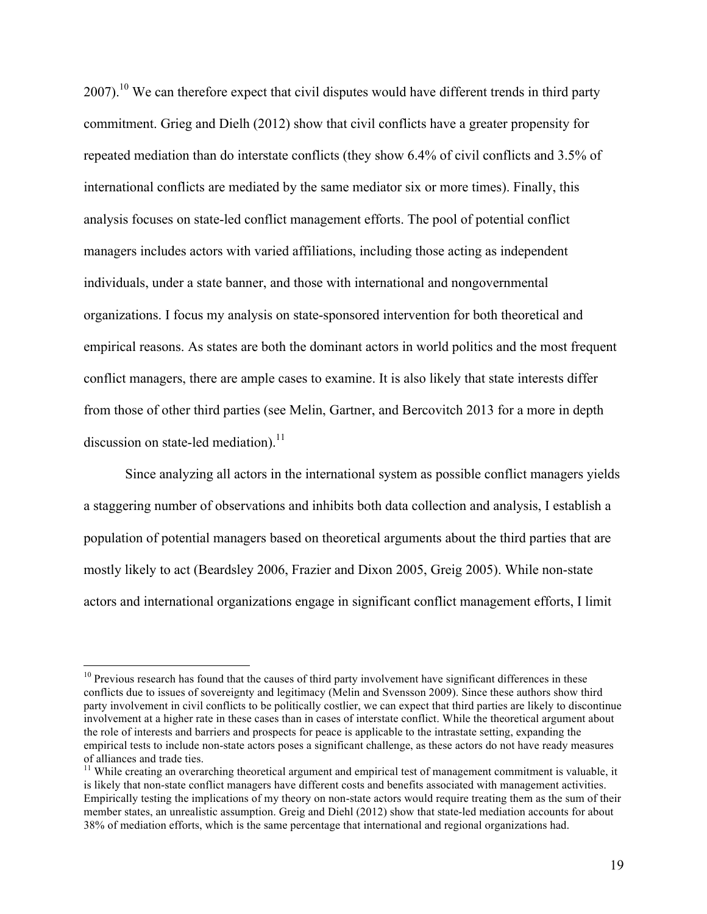2007).[10] We can therefore expect that civil disputes would have different trends in third party commitment. Grieg and Dielh (2012) show that civil conflicts have a greater propensity for repeated mediation than do interstate conflicts (they show 6.4% of civil conflicts and 3.5% of international conflicts are mediated by the same mediator six or more times). Finally, this analysis focuses on state-led conflict management efforts. The pool of potential conflict managers includes actors with varied affiliations, including those acting as independent individuals, under a state banner, and those with international and nongovernmental organizations. I focus my analysis on state-sponsored intervention for both theoretical and empirical reasons. As states are both the dominant actors in world politics and the most frequent conflict managers, there are ample cases to examine. It is also likely that state interests differ from those of other third parties (see Melin, Gartner, and Bercovitch 2013 for a more in depth discussion on state-led mediation).[11]

Since analyzing all actors in the international system as possible conflict managers yields a staggering number of observations and inhibits both data collection and analysis, I establish a population of potential managers based on theoretical arguments about the third parties that are mostly likely to act (Beardsley 2006, Frazier and Dixon 2005, Greig 2005). While non-state actors and international organizations engage in significant conflict management efforts, I limit

[10] Previous research has found that the causes of third party involvement have significant differences in these conflicts due to issues of sovereignty and legitimacy (Melin and Svensson 2009). Since these authors show third party involvement in civil conflicts to be politically costlier, we can expect that third parties are likely to discontinue involvement at a higher rate in these cases than in cases of interstate conflict. While the theoretical argument about the role of interests and barriers and prospects for peace is applicable to the intrastate setting, expanding the empirical tests to include non-state actors poses a significant challenge, as these actors do not have ready measures of alliances and trade ties.

[11] While creating an overarching theoretical argument and empirical test of management commitment is valuable, it is likely that non-state conflict managers have different costs and benefits associated with management activities. Empirically testing the implications of my theory on non-state actors would require treating them as the sum of their member states, an unrealistic assumption. Greig and Diehl (2012) show that state-led mediation accounts for about 38% of mediation efforts, which is the same percentage that international and regional organizations had.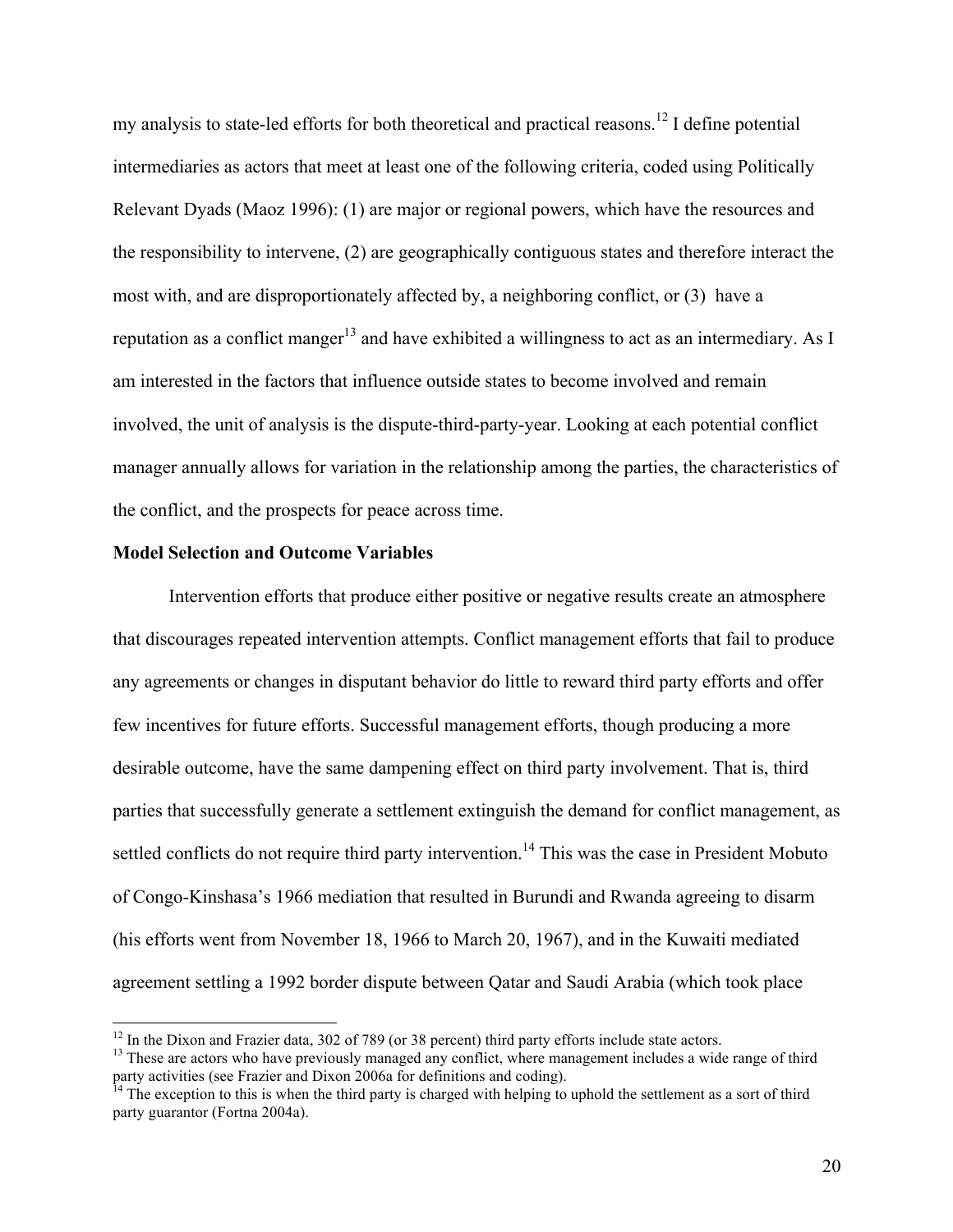my analysis to state-led efforts for both theoretical and practical reasons.[12] I define potential intermediaries as actors that meet at least one of the following criteria, coded using Politically Relevant Dyads (Maoz 1996): (1) are major or regional powers, which have the resources and the responsibility to intervene, (2) are geographically contiguous states and therefore interact the most with, and are disproportionately affected by, a neighboring conflict, or (3) have a reputation as a conflict manger[13] and have exhibited a willingness to act as an intermediary. As I am interested in the factors that influence outside states to become involved and remain involved, the unit of analysis is the dispute-third-party-year. Looking at each potential conflict manager annually allows for variation in the relationship among the parties, the characteristics of the conflict, and the prospects for peace across time.

**Model Selection and Outcome Variables**

Intervention efforts that produce either positive or negative results create an atmosphere that discourages repeated intervention attempts. Conflict management efforts that fail to produce any agreements or changes in disputant behavior do little to reward third party efforts and offer few incentives for future efforts. Successful management efforts, though producing a more desirable outcome, have the same dampening effect on third party involvement. That is, third parties that successfully generate a settlement extinguish the demand for conflict management, as settled conflicts do not require third party intervention.[14] This was the case in President Mobuto of Congo-Kinshasa's 1966 mediation that resulted in Burundi and Rwanda agreeing to disarm (his efforts went from November 18, 1966 to March 20, 1967), and in the Kuwaiti mediated agreement settling a 1992 border dispute between Qatar and Saudi Arabia (which took place

[12] In the Dixon and Frazier data, 302 of 789 (or 38 percent) third party efforts include state actors.

[13] These are actors who have previously managed any conflict, where management includes a wide range of third party activities (see Frazier and Dixon 2006a for definitions and coding).

[14] The exception to this is when the third party is charged with helping to uphold the settlement as a sort of third party guarantor (Fortna 2004a).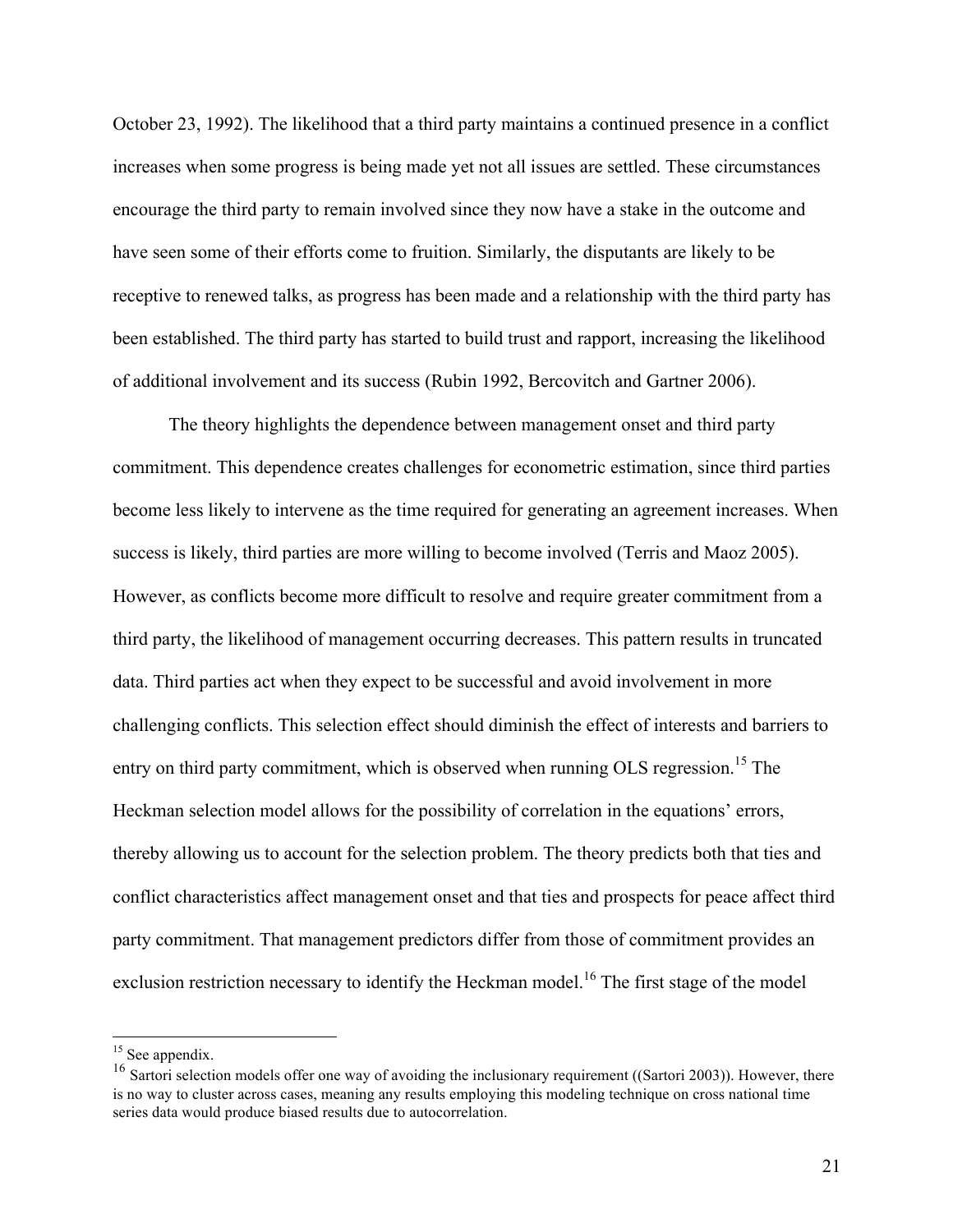October 23, 1992). The likelihood that a third party maintains a continued presence in a conflict increases when some progress is being made yet not all issues are settled. These circumstances encourage the third party to remain involved since they now have a stake in the outcome and have seen some of their efforts come to fruition. Similarly, the disputants are likely to be receptive to renewed talks, as progress has been made and a relationship with the third party has been established. The third party has started to build trust and rapport, increasing the likelihood of additional involvement and its success (Rubin 1992, Bercovitch and Gartner 2006).

The theory highlights the dependence between management onset and third party commitment. This dependence creates challenges for econometric estimation, since third parties become less likely to intervene as the time required for generating an agreement increases. When success is likely, third parties are more willing to become involved (Terris and Maoz 2005). However, as conflicts become more difficult to resolve and require greater commitment from a third party, the likelihood of management occurring decreases. This pattern results in truncated data. Third parties act when they expect to be successful and avoid involvement in more challenging conflicts. This selection effect should diminish the effect of interests and barriers to entry on third party commitment, which is observed when running OLS regression.[15] The Heckman selection model allows for the possibility of correlation in the equations' errors, thereby allowing us to account for the selection problem. The theory predicts both that ties and conflict characteristics affect management onset and that ties and prospects for peace affect third party commitment. That management predictors differ from those of commitment provides an exclusion restriction necessary to identify the Heckman model.[16] The first stage of the model

[15] See appendix.

[16] Sartori selection models offer one way of avoiding the inclusionary requirement ((Sartori 2003)). However, there is no way to cluster across cases, meaning any results employing this modeling technique on cross national time series data would produce biased results due to autocorrelation.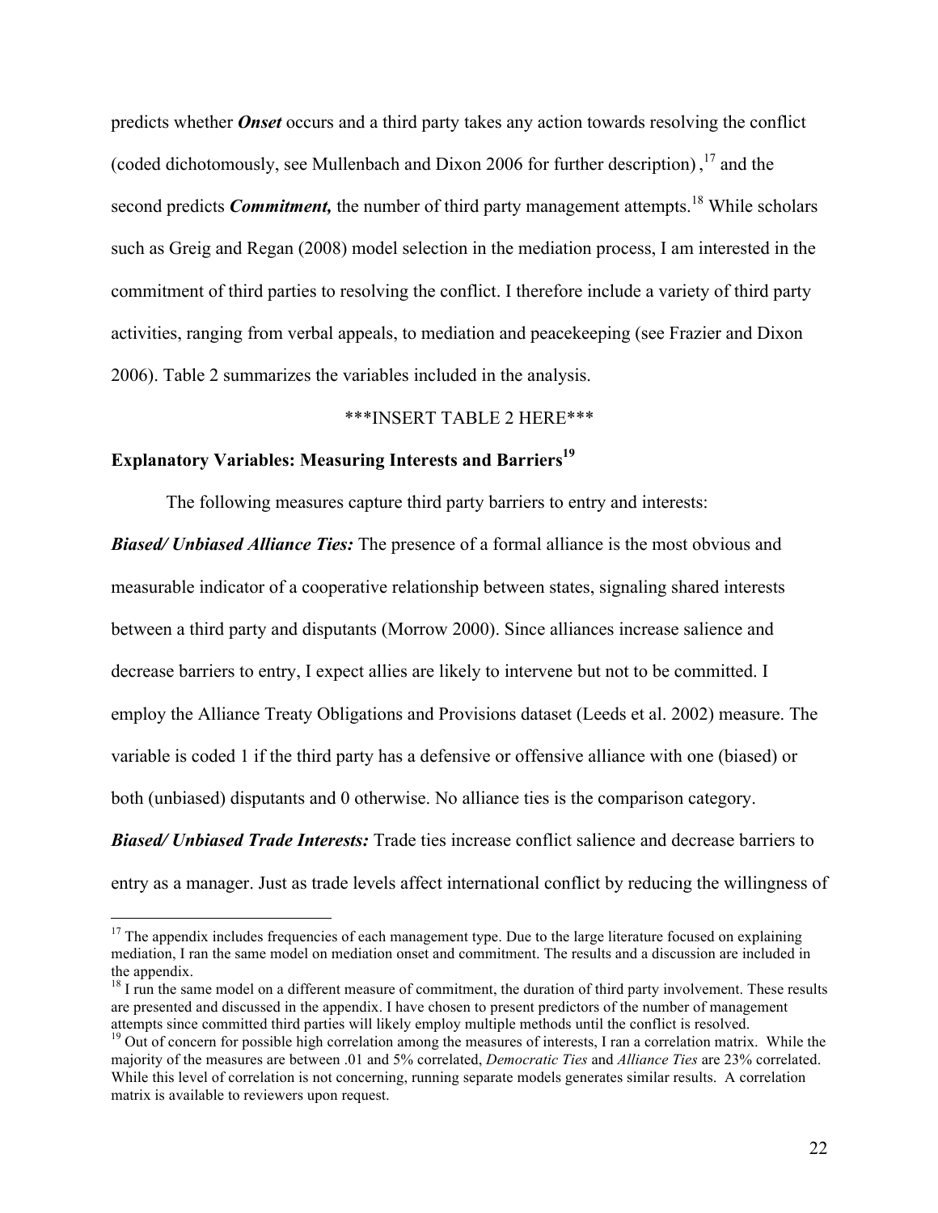predicts whether ***Onset*** occurs and a third party takes any action towards resolving the conflict (coded dichotomously, see Mullenbach and Dixon 2006 for further description) ,[17] and the second predicts ***Commitment,*** the number of third party management attempts.[18] While scholars such as Greig and Regan (2008) model selection in the mediation process, I am interested in the commitment of third parties to resolving the conflict. I therefore include a variety of third party activities, ranging from verbal appeals, to mediation and peacekeeping (see Frazier and Dixon 2006). Table 2 summarizes the variables included in the analysis.

***INSERT TABLE 2 HERE***

**Explanatory Variables: Measuring Interests and Barriers[19]**

The following measures capture third party barriers to entry and interests:

***Biased/ Unbiased Alliance Ties:*** The presence of a formal alliance is the most obvious and measurable indicator of a cooperative relationship between states, signaling shared interests between a third party and disputants (Morrow 2000). Since alliances increase salience and decrease barriers to entry, I expect allies are likely to intervene but not to be committed. I employ the Alliance Treaty Obligations and Provisions dataset (Leeds et al. 2002) measure. The variable is coded 1 if the third party has a defensive or offensive alliance with one (biased) or both (unbiased) disputants and 0 otherwise. No alliance ties is the comparison category.

***Biased/ Unbiased Trade Interests:*** Trade ties increase conflict salience and decrease barriers to entry as a manager. Just as trade levels affect international conflict by reducing the willingness of

[17] The appendix includes frequencies of each management type. Due to the large literature focused on explaining mediation, I ran the same model on mediation onset and commitment. The results and a discussion are included in the appendix.

[18] I run the same model on a different measure of commitment, the duration of third party involvement. These results are presented and discussed in the appendix. I have chosen to present predictors of the number of management attempts since committed third parties will likely employ multiple methods until the conflict is resolved.

[19] Out of concern for possible high correlation among the measures of interests, I ran a correlation matrix. While the majority of the measures are between .01 and 5% correlated, *Democratic Ties* and *Alliance Ties* are 23% correlated. While this level of correlation is not concerning, running separate models generates similar results. A correlation matrix is available to reviewers upon request.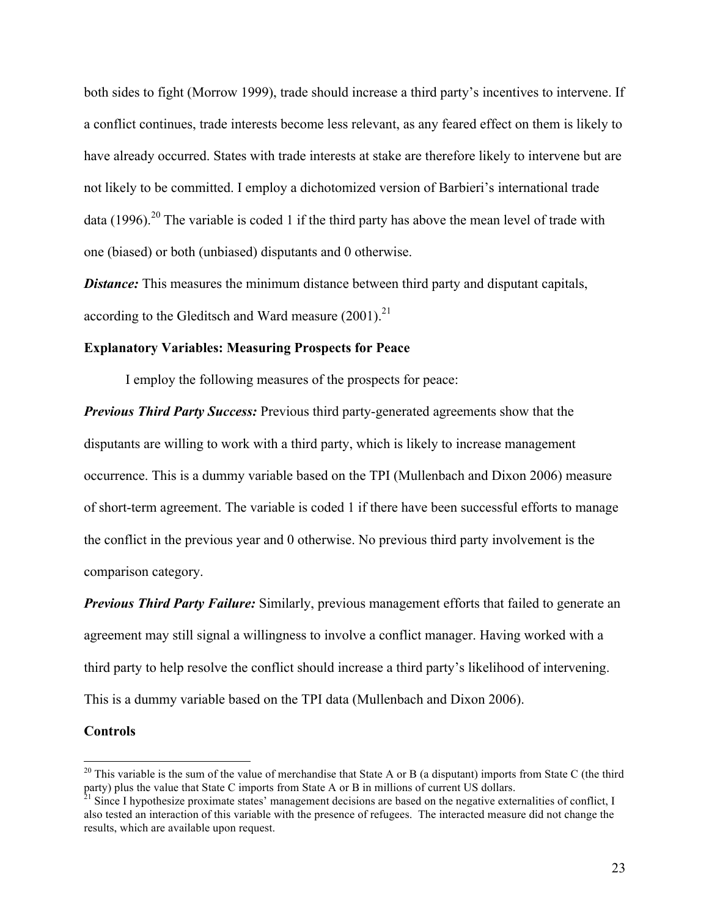both sides to fight (Morrow 1999), trade should increase a third party's incentives to intervene. If a conflict continues, trade interests become less relevant, as any feared effect on them is likely to have already occurred. States with trade interests at stake are therefore likely to intervene but are not likely to be committed. I employ a dichotomized version of Barbieri's international trade data (1996).[20] The variable is coded 1 if the third party has above the mean level of trade with one (biased) or both (unbiased) disputants and 0 otherwise.

***Distance:*** This measures the minimum distance between third party and disputant capitals, according to the Gleditsch and Ward measure (2001).[21]

**Explanatory Variables: Measuring Prospects for Peace**

I employ the following measures of the prospects for peace:

***Previous Third Party Success:*** Previous third party-generated agreements show that the disputants are willing to work with a third party, which is likely to increase management occurrence. This is a dummy variable based on the TPI (Mullenbach and Dixon 2006) measure of short-term agreement. The variable is coded 1 if there have been successful efforts to manage the conflict in the previous year and 0 otherwise. No previous third party involvement is the comparison category.

***Previous Third Party Failure:*** Similarly, previous management efforts that failed to generate an agreement may still signal a willingness to involve a conflict manager. Having worked with a third party to help resolve the conflict should increase a third party's likelihood of intervening. This is a dummy variable based on the TPI data (Mullenbach and Dixon 2006).

**Controls**

---

[20] This variable is the sum of the value of merchandise that State A or B (a disputant) imports from State C (the third party) plus the value that State C imports from State A or B in millions of current US dollars.

[21] Since I hypothesize proximate states' management decisions are based on the negative externalities of conflict, I also tested an interaction of this variable with the presence of refugees. The interacted measure did not change the results, which are available upon request.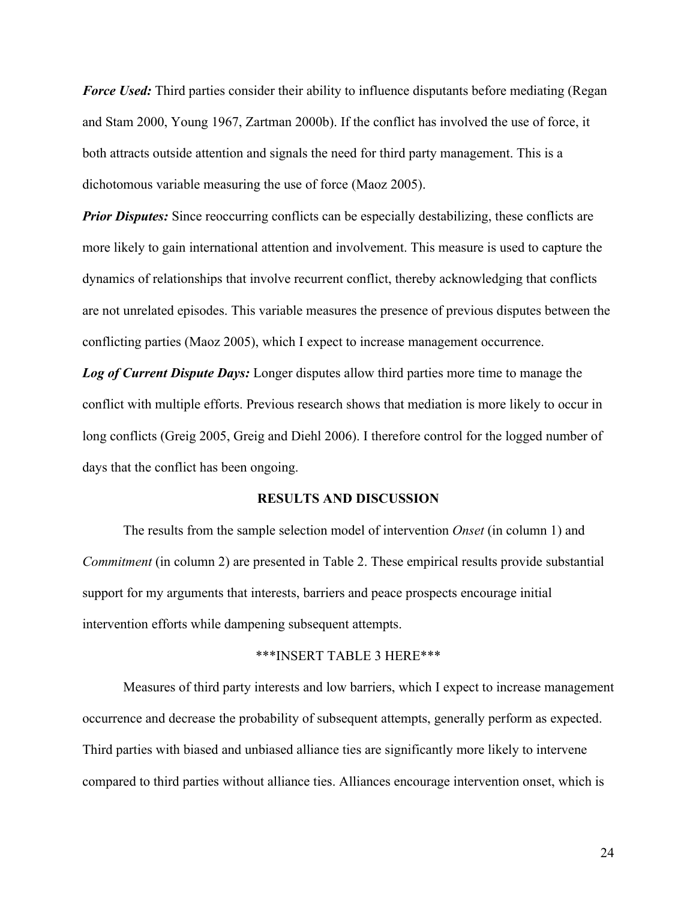***Force Used:*** Third parties consider their ability to influence disputants before mediating (Regan and Stam 2000, Young 1967, Zartman 2000b). If the conflict has involved the use of force, it both attracts outside attention and signals the need for third party management. This is a dichotomous variable measuring the use of force (Maoz 2005).

***Prior Disputes:*** Since reoccurring conflicts can be especially destabilizing, these conflicts are more likely to gain international attention and involvement. This measure is used to capture the dynamics of relationships that involve recurrent conflict, thereby acknowledging that conflicts are not unrelated episodes. This variable measures the presence of previous disputes between the conflicting parties (Maoz 2005), which I expect to increase management occurrence.

***Log of Current Dispute Days:*** Longer disputes allow third parties more time to manage the conflict with multiple efforts. Previous research shows that mediation is more likely to occur in long conflicts (Greig 2005, Greig and Diehl 2006). I therefore control for the logged number of days that the conflict has been ongoing.

## RESULTS AND DISCUSSION

The results from the sample selection model of intervention *Onset* (in column 1) and *Commitment* (in column 2) are presented in Table 2. These empirical results provide substantial support for my arguments that interests, barriers and peace prospects encourage initial intervention efforts while dampening subsequent attempts.

***INSERT TABLE 3 HERE***

Measures of third party interests and low barriers, which I expect to increase management occurrence and decrease the probability of subsequent attempts, generally perform as expected. Third parties with biased and unbiased alliance ties are significantly more likely to intervene compared to third parties without alliance ties. Alliances encourage intervention onset, which is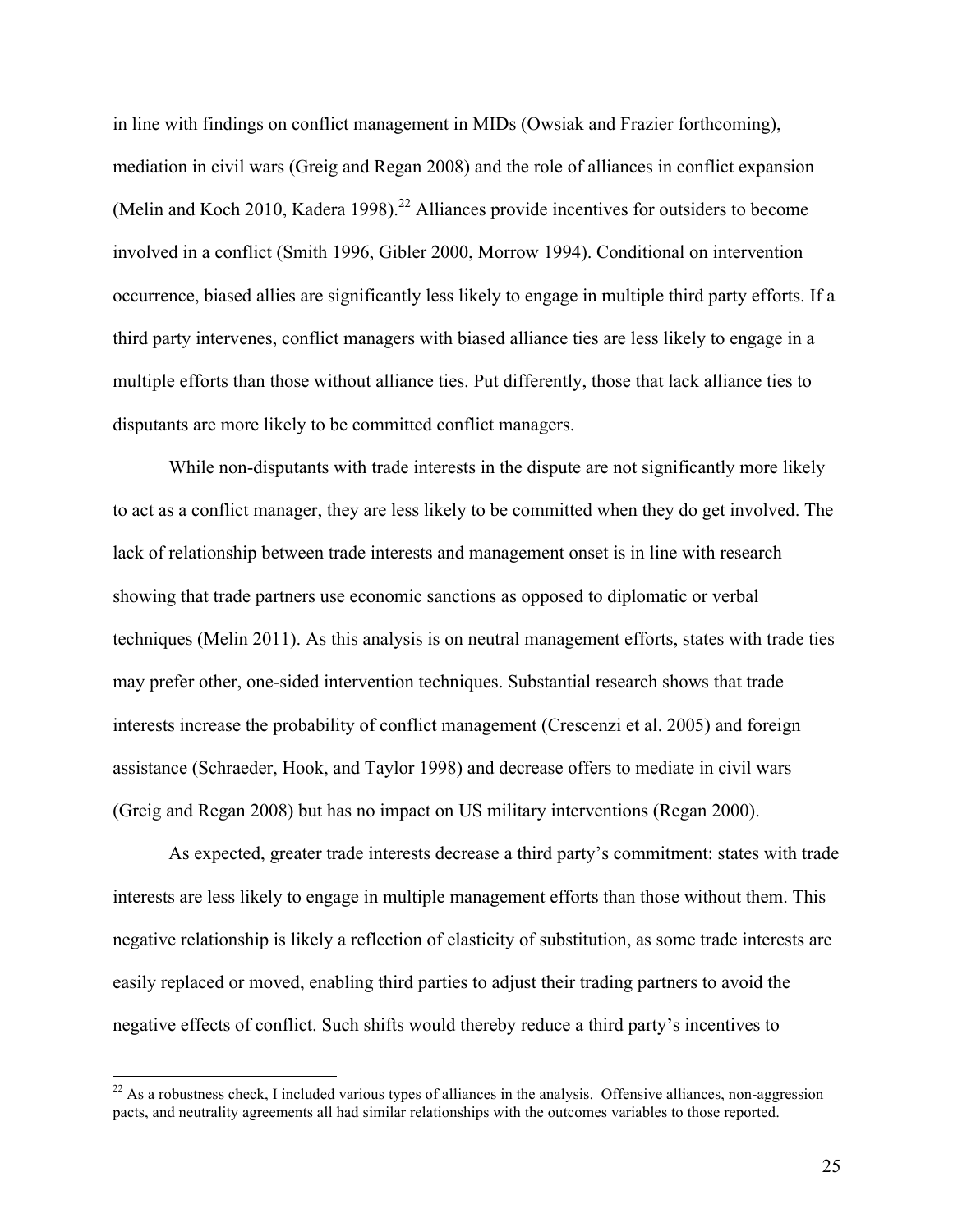in line with findings on conflict management in MIDs (Owsiak and Frazier forthcoming), mediation in civil wars (Greig and Regan 2008) and the role of alliances in conflict expansion (Melin and Koch 2010, Kadera 1998).[22] Alliances provide incentives for outsiders to become involved in a conflict (Smith 1996, Gibler 2000, Morrow 1994). Conditional on intervention occurrence, biased allies are significantly less likely to engage in multiple third party efforts. If a third party intervenes, conflict managers with biased alliance ties are less likely to engage in a multiple efforts than those without alliance ties. Put differently, those that lack alliance ties to disputants are more likely to be committed conflict managers.

While non-disputants with trade interests in the dispute are not significantly more likely to act as a conflict manager, they are less likely to be committed when they do get involved. The lack of relationship between trade interests and management onset is in line with research showing that trade partners use economic sanctions as opposed to diplomatic or verbal techniques (Melin 2011). As this analysis is on neutral management efforts, states with trade ties may prefer other, one-sided intervention techniques. Substantial research shows that trade interests increase the probability of conflict management (Crescenzi et al. 2005) and foreign assistance (Schraeder, Hook, and Taylor 1998) and decrease offers to mediate in civil wars (Greig and Regan 2008) but has no impact on US military interventions (Regan 2000).

As expected, greater trade interests decrease a third party's commitment: states with trade interests are less likely to engage in multiple management efforts than those without them. This negative relationship is likely a reflection of elasticity of substitution, as some trade interests are easily replaced or moved, enabling third parties to adjust their trading partners to avoid the negative effects of conflict. Such shifts would thereby reduce a third party's incentives to

[22] As a robustness check, I included various types of alliances in the analysis. Offensive alliances, non-aggression pacts, and neutrality agreements all had similar relationships with the outcomes variables to those reported.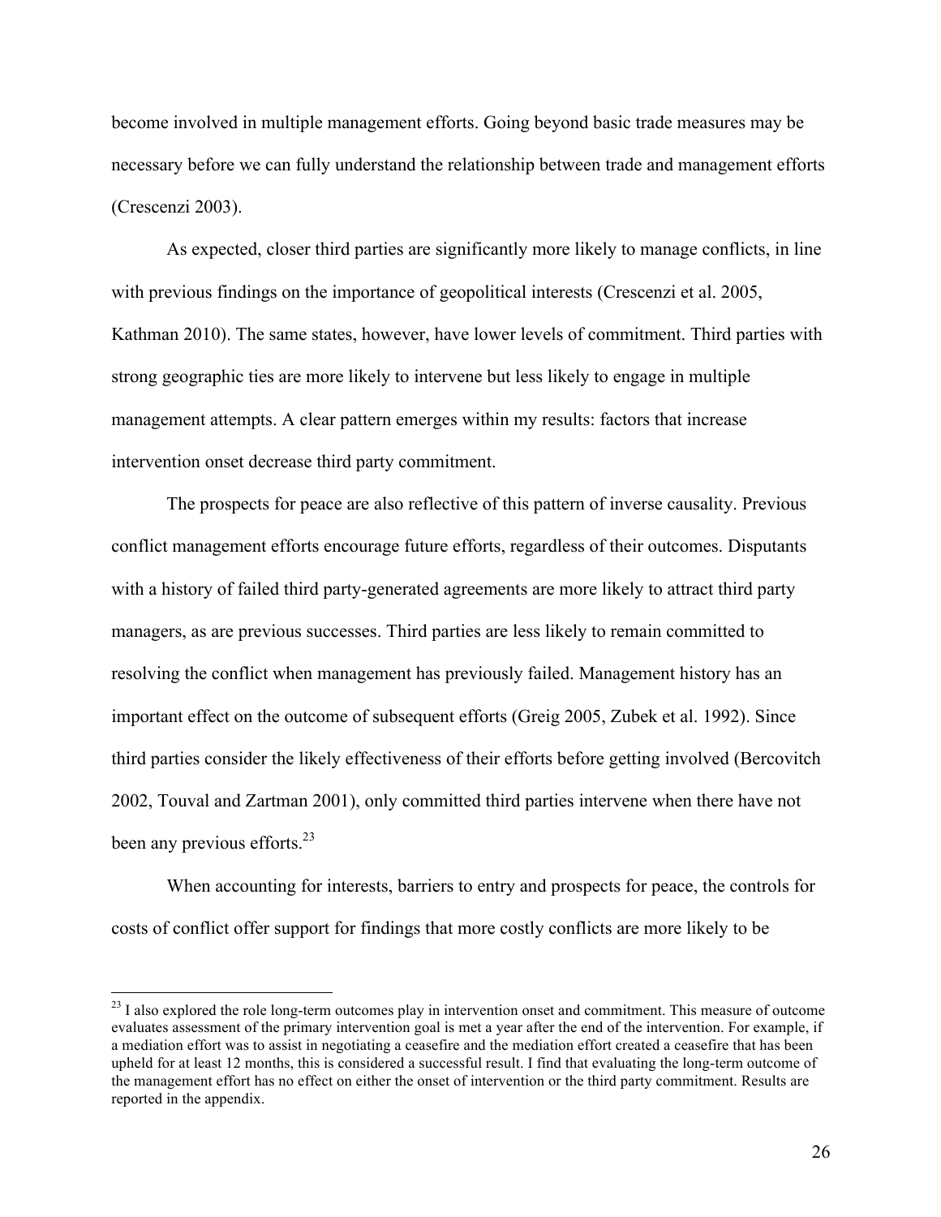become involved in multiple management efforts. Going beyond basic trade measures may be necessary before we can fully understand the relationship between trade and management efforts (Crescenzi 2003).

As expected, closer third parties are significantly more likely to manage conflicts, in line with previous findings on the importance of geopolitical interests (Crescenzi et al. 2005, Kathman 2010). The same states, however, have lower levels of commitment. Third parties with strong geographic ties are more likely to intervene but less likely to engage in multiple management attempts. A clear pattern emerges within my results: factors that increase intervention onset decrease third party commitment.

The prospects for peace are also reflective of this pattern of inverse causality. Previous conflict management efforts encourage future efforts, regardless of their outcomes. Disputants with a history of failed third party-generated agreements are more likely to attract third party managers, as are previous successes. Third parties are less likely to remain committed to resolving the conflict when management has previously failed. Management history has an important effect on the outcome of subsequent efforts (Greig 2005, Zubek et al. 1992). Since third parties consider the likely effectiveness of their efforts before getting involved (Bercovitch 2002, Touval and Zartman 2001), only committed third parties intervene when there have not been any previous efforts.[23]

When accounting for interests, barriers to entry and prospects for peace, the controls for costs of conflict offer support for findings that more costly conflicts are more likely to be

[23] I also explored the role long-term outcomes play in intervention onset and commitment. This measure of outcome evaluates assessment of the primary intervention goal is met a year after the end of the intervention. For example, if a mediation effort was to assist in negotiating a ceasefire and the mediation effort created a ceasefire that has been upheld for at least 12 months, this is considered a successful result. I find that evaluating the long-term outcome of the management effort has no effect on either the onset of intervention or the third party commitment. Results are reported in the appendix.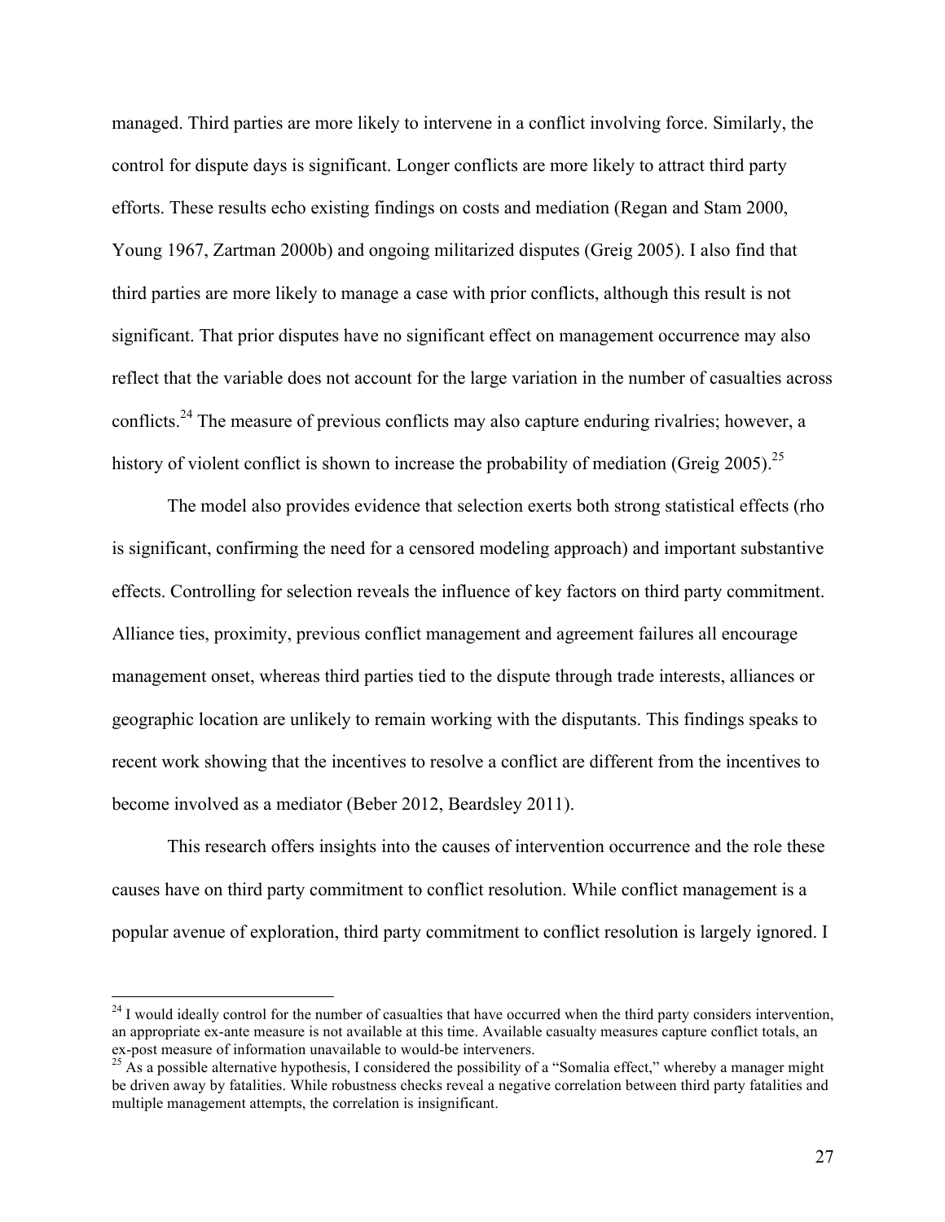managed. Third parties are more likely to intervene in a conflict involving force. Similarly, the control for dispute days is significant. Longer conflicts are more likely to attract third party efforts. These results echo existing findings on costs and mediation (Regan and Stam 2000, Young 1967, Zartman 2000b) and ongoing militarized disputes (Greig 2005). I also find that third parties are more likely to manage a case with prior conflicts, although this result is not significant. That prior disputes have no significant effect on management occurrence may also reflect that the variable does not account for the large variation in the number of casualties across conflicts.[24] The measure of previous conflicts may also capture enduring rivalries; however, a history of violent conflict is shown to increase the probability of mediation (Greig 2005).[25]

The model also provides evidence that selection exerts both strong statistical effects (rho is significant, confirming the need for a censored modeling approach) and important substantive effects. Controlling for selection reveals the influence of key factors on third party commitment. Alliance ties, proximity, previous conflict management and agreement failures all encourage management onset, whereas third parties tied to the dispute through trade interests, alliances or geographic location are unlikely to remain working with the disputants. This findings speaks to recent work showing that the incentives to resolve a conflict are different from the incentives to become involved as a mediator (Beber 2012, Beardsley 2011).

This research offers insights into the causes of intervention occurrence and the role these causes have on third party commitment to conflict resolution. While conflict management is a popular avenue of exploration, third party commitment to conflict resolution is largely ignored. I

---

[24] I would ideally control for the number of casualties that have occurred when the third party considers intervention, an appropriate ex-ante measure is not available at this time. Available casualty measures capture conflict totals, an ex-post measure of information unavailable to would-be interveners.

[25] As a possible alternative hypothesis, I considered the possibility of a "Somalia effect," whereby a manager might be driven away by fatalities. While robustness checks reveal a negative correlation between third party fatalities and multiple management attempts, the correlation is insignificant.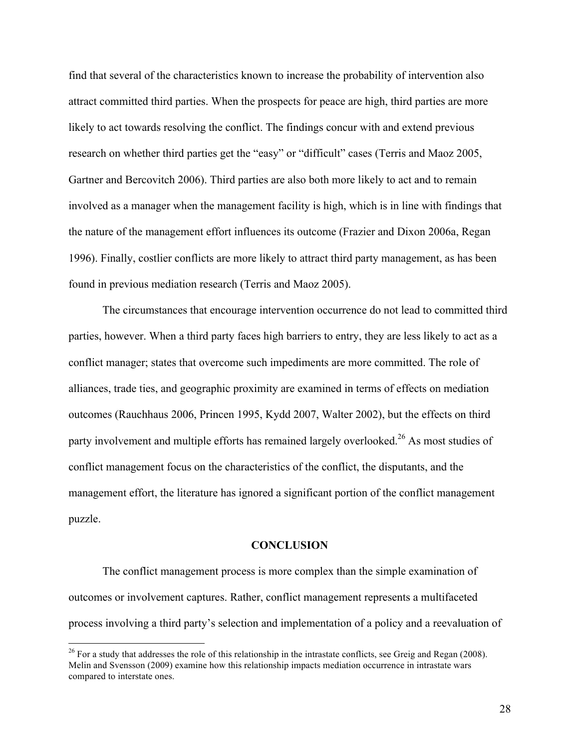find that several of the characteristics known to increase the probability of intervention also attract committed third parties. When the prospects for peace are high, third parties are more likely to act towards resolving the conflict. The findings concur with and extend previous research on whether third parties get the "easy" or "difficult" cases (Terris and Maoz 2005, Gartner and Bercovitch 2006). Third parties are also both more likely to act and to remain involved as a manager when the management facility is high, which is in line with findings that the nature of the management effort influences its outcome (Frazier and Dixon 2006a, Regan 1996). Finally, costlier conflicts are more likely to attract third party management, as has been found in previous mediation research (Terris and Maoz 2005).

The circumstances that encourage intervention occurrence do not lead to committed third parties, however. When a third party faces high barriers to entry, they are less likely to act as a conflict manager; states that overcome such impediments are more committed. The role of alliances, trade ties, and geographic proximity are examined in terms of effects on mediation outcomes (Rauchhaus 2006, Princen 1995, Kydd 2007, Walter 2002), but the effects on third party involvement and multiple efforts has remained largely overlooked.[26] As most studies of conflict management focus on the characteristics of the conflict, the disputants, and the management effort, the literature has ignored a significant portion of the conflict management puzzle.

## CONCLUSION

The conflict management process is more complex than the simple examination of outcomes or involvement captures. Rather, conflict management represents a multifaceted process involving a third party's selection and implementation of a policy and a reevaluation of

[26] For a study that addresses the role of this relationship in the intrastate conflicts, see Greig and Regan (2008). Melin and Svensson (2009) examine how this relationship impacts mediation occurrence in intrastate wars compared to interstate ones.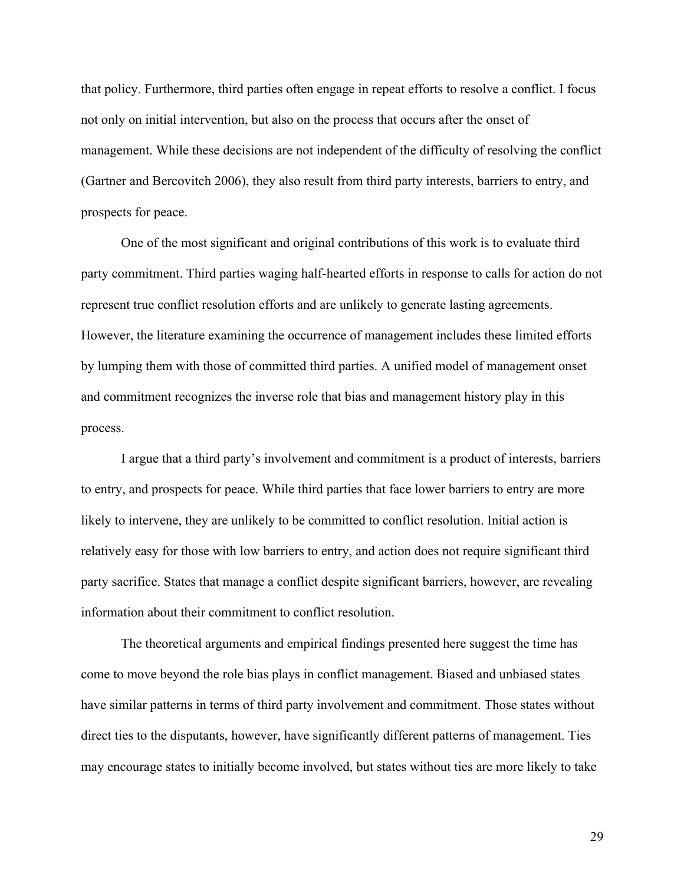that policy. Furthermore, third parties often engage in repeat efforts to resolve a conflict. I focus not only on initial intervention, but also on the process that occurs after the onset of management. While these decisions are not independent of the difficulty of resolving the conflict (Gartner and Bercovitch 2006), they also result from third party interests, barriers to entry, and prospects for peace.

One of the most significant and original contributions of this work is to evaluate third party commitment. Third parties waging half-hearted efforts in response to calls for action do not represent true conflict resolution efforts and are unlikely to generate lasting agreements. However, the literature examining the occurrence of management includes these limited efforts by lumping them with those of committed third parties. A unified model of management onset and commitment recognizes the inverse role that bias and management history play in this process.

I argue that a third party's involvement and commitment is a product of interests, barriers to entry, and prospects for peace. While third parties that face lower barriers to entry are more likely to intervene, they are unlikely to be committed to conflict resolution. Initial action is relatively easy for those with low barriers to entry, and action does not require significant third party sacrifice. States that manage a conflict despite significant barriers, however, are revealing information about their commitment to conflict resolution.

The theoretical arguments and empirical findings presented here suggest the time has come to move beyond the role bias plays in conflict management. Biased and unbiased states have similar patterns in terms of third party involvement and commitment. Those states without direct ties to the disputants, however, have significantly different patterns of management. Ties may encourage states to initially become involved, but states without ties are more likely to take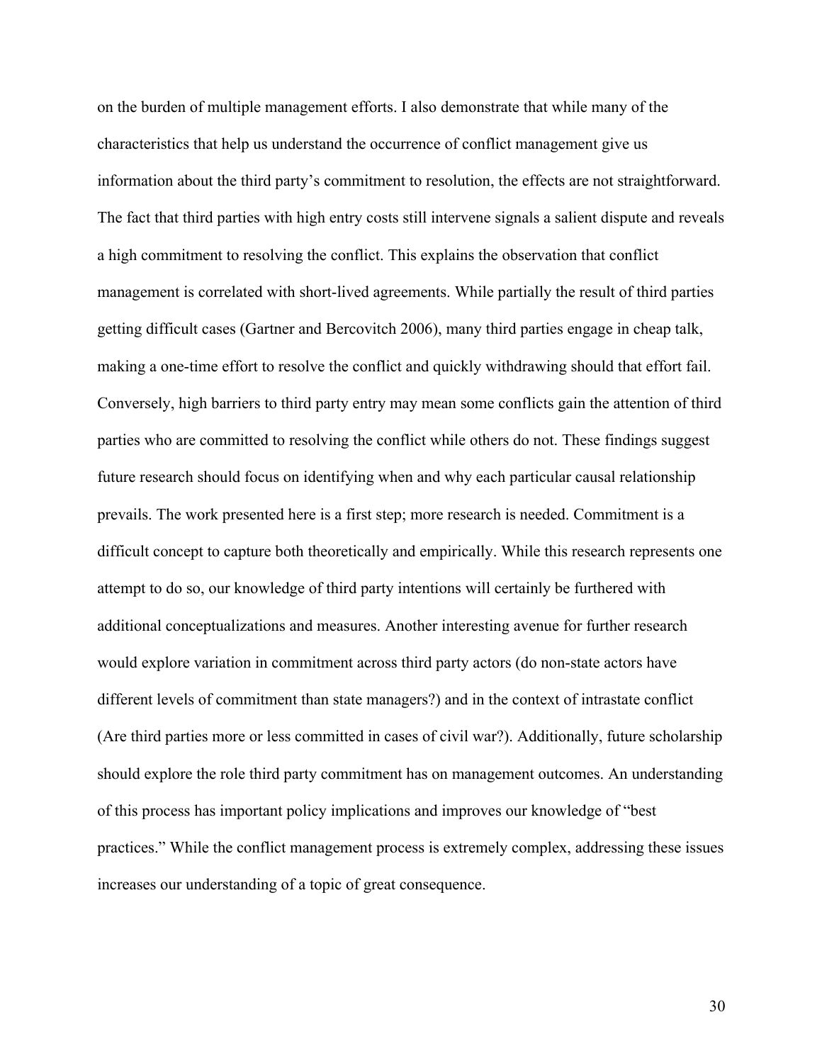on the burden of multiple management efforts. I also demonstrate that while many of the characteristics that help us understand the occurrence of conflict management give us information about the third party's commitment to resolution, the effects are not straightforward. The fact that third parties with high entry costs still intervene signals a salient dispute and reveals a high commitment to resolving the conflict. This explains the observation that conflict management is correlated with short-lived agreements. While partially the result of third parties getting difficult cases (Gartner and Bercovitch 2006), many third parties engage in cheap talk, making a one-time effort to resolve the conflict and quickly withdrawing should that effort fail. Conversely, high barriers to third party entry may mean some conflicts gain the attention of third parties who are committed to resolving the conflict while others do not. These findings suggest future research should focus on identifying when and why each particular causal relationship prevails. The work presented here is a first step; more research is needed. Commitment is a difficult concept to capture both theoretically and empirically. While this research represents one attempt to do so, our knowledge of third party intentions will certainly be furthered with additional conceptualizations and measures. Another interesting avenue for further research would explore variation in commitment across third party actors (do non-state actors have different levels of commitment than state managers?) and in the context of intrastate conflict (Are third parties more or less committed in cases of civil war?). Additionally, future scholarship should explore the role third party commitment has on management outcomes. An understanding of this process has important policy implications and improves our knowledge of "best practices." While the conflict management process is extremely complex, addressing these issues increases our understanding of a topic of great consequence.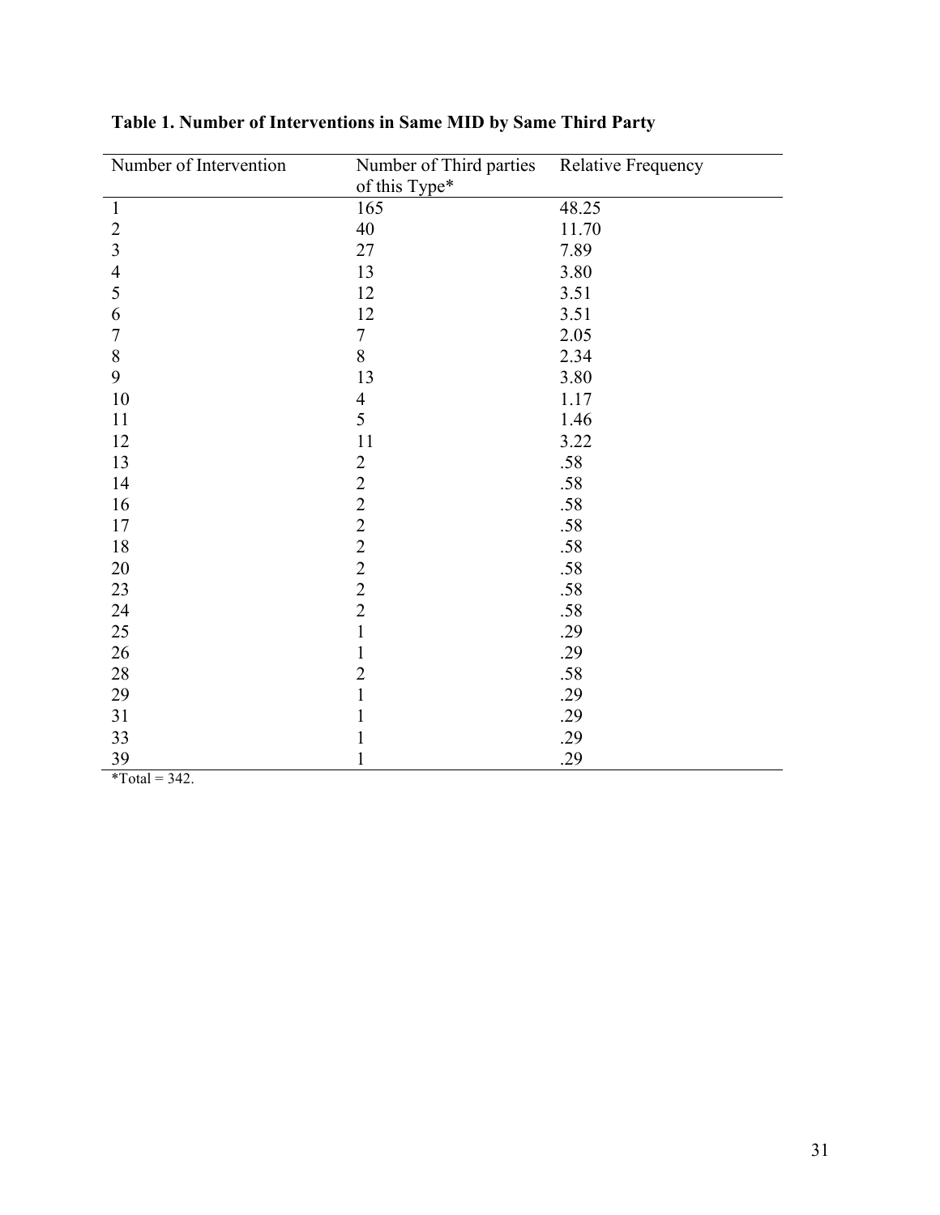**Table 1. Number of Interventions in Same MID by Same Third Party**

| Number of Intervention | Number of Third parties of this Type* | Relative Frequency |
|---|---|---|
| 1 | 165 | 48.25 |
| 2 | 40 | 11.70 |
| 3 | 27 | 7.89 |
| 4 | 13 | 3.80 |
| 5 | 12 | 3.51 |
| 6 | 12 | 3.51 |
| 7 | 7 | 2.05 |
| 8 | 8 | 2.34 |
| 9 | 13 | 3.80 |
| 10 | 4 | 1.17 |
| 11 | 5 | 1.46 |
| 12 | 11 | 3.22 |
| 13 | 2 | .58 |
| 14 | 2 | .58 |
| 16 | 2 | .58 |
| 17 | 2 | .58 |
| 18 | 2 | .58 |
| 20 | 2 | .58 |
| 23 | 2 | .58 |
| 24 | 2 | .58 |
| 25 | 1 | .29 |
| 26 | 1 | .29 |
| 28 | 2 | .58 |
| 29 | 1 | .29 |
| 31 | 1 | .29 |
| 33 | 1 | .29 |
| 39 | 1 | .29 |

*Total = 342.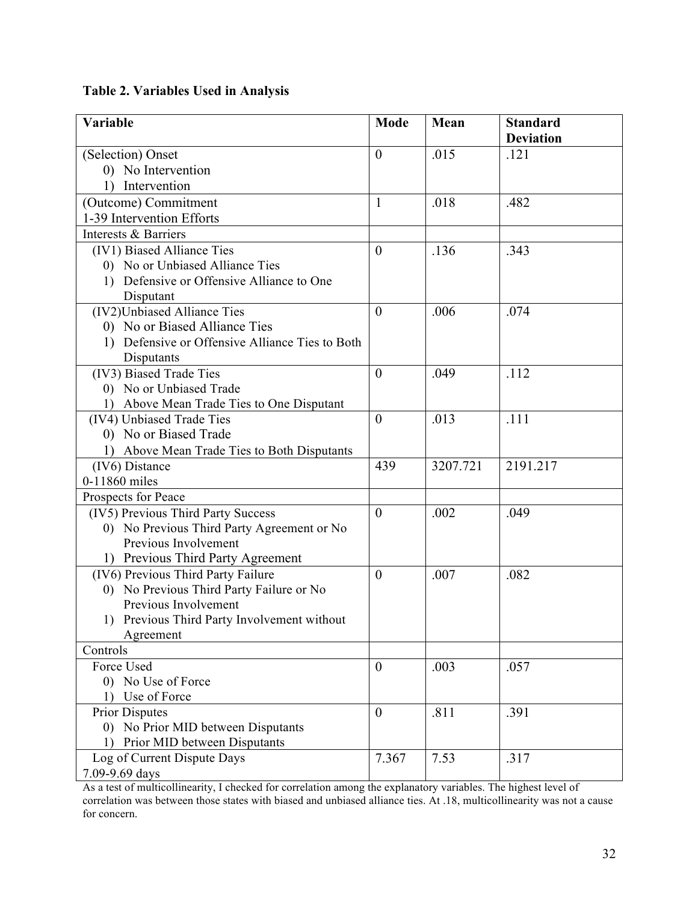**Table 2. Variables Used in Analysis**

| Variable | Mode | Mean | Standard Deviation |
|---|---|---|---|
| (Selection) Onset<br>0) No Intervention<br>1) Intervention | 0 | .015 | .121 |
| (Outcome) Commitment<br>1-39 Intervention Efforts | 1 | .018 | .482 |
| Interests & Barriers | | | |
| (IV1) Biased Alliance Ties<br>0) No or Unbiased Alliance Ties<br>1) Defensive or Offensive Alliance to One Disputant | 0 | .136 | .343 |
| (IV2)Unbiased Alliance Ties<br>0) No or Biased Alliance Ties<br>1) Defensive or Offensive Alliance Ties to Both Disputants | 0 | .006 | .074 |
| (IV3) Biased Trade Ties<br>0) No or Unbiased Trade<br>1) Above Mean Trade Ties to One Disputant | 0 | .049 | .112 |
| (IV4) Unbiased Trade Ties<br>0) No or Biased Trade<br>1) Above Mean Trade Ties to Both Disputants | 0 | .013 | .111 |
| (IV6) Distance<br>0-11860 miles | 439 | 3207.721 | 2191.217 |
| Prospects for Peace | | | |
| (IV5) Previous Third Party Success<br>0) No Previous Third Party Agreement or No Previous Involvement<br>1) Previous Third Party Agreement | 0 | .002 | .049 |
| (IV6) Previous Third Party Failure<br>0) No Previous Third Party Failure or No Previous Involvement<br>1) Previous Third Party Involvement without Agreement | 0 | .007 | .082 |
| Controls | | | |
| Force Used<br>0) No Use of Force<br>1) Use of Force | 0 | .003 | .057 |
| Prior Disputes<br>0) No Prior MID between Disputants<br>1) Prior MID between Disputants | 0 | .811 | .391 |
| Log of Current Dispute Days<br>7.09-9.69 days | 7.367 | 7.53 | .317 |

As a test of multicollinearity, I checked for correlation among the explanatory variables. The highest level of correlation was between those states with biased and unbiased alliance ties. At .18, multicollinearity was not a cause for concern.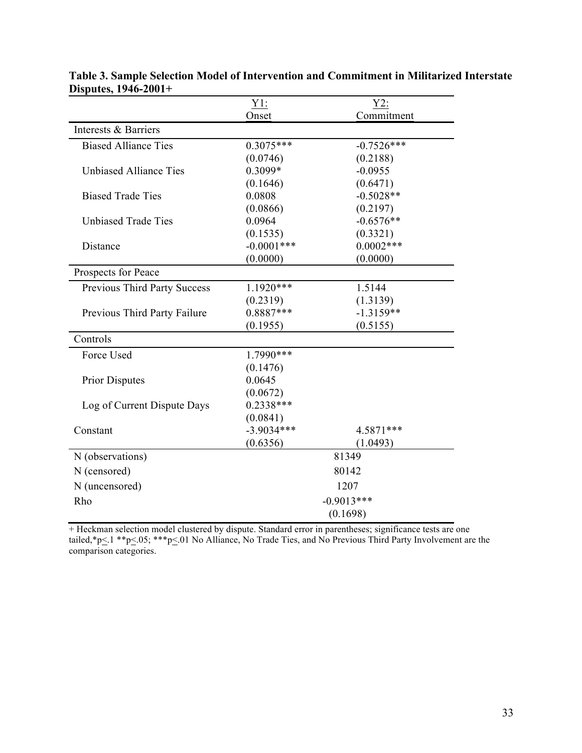**Table 3. Sample Selection Model of Intervention and Commitment in Militarized Interstate Disputes, 1946-2001+**

| | Y1: Onset | Y2: Commitment |
|---|---|---|
| Interests & Barriers | | |
| Biased Alliance Ties | 0.3075*** | -0.7526*** |
| | (0.0746) | (0.2188) |
| Unbiased Alliance Ties | 0.3099* | -0.0955 |
| | (0.1646) | (0.6471) |
| Biased Trade Ties | 0.0808 | -0.5028** |
| | (0.0866) | (0.2197) |
| Unbiased Trade Ties | 0.0964 | -0.6576** |
| | (0.1535) | (0.3321) |
| Distance | -0.0001*** | 0.0002*** |
| | (0.0000) | (0.0000) |
| Prospects for Peace | | |
| Previous Third Party Success | 1.1920*** | 1.5144 |
| | (0.2319) | (1.3139) |
| Previous Third Party Failure | 0.8887*** | -1.3159** |
| | (0.1955) | (0.5155) |
| Controls | | |
| Force Used | 1.7990*** | |
| | (0.1476) | |
| Prior Disputes | 0.0645 | |
| | (0.0672) | |
| Log of Current Dispute Days | 0.2338*** | |
| | (0.0841) | |
| Constant | -3.9034*** | 4.5871*** |
| | (0.6356) | (1.0493) |
| N (observations) | 81349 | |
| N (censored) | 80142 | |
| N (uncensored) | 1207 | |
| Rho | -0.9013*** | |
| | (0.1698) | |

+ Heckman selection model clustered by dispute. Standard error in parentheses; significance tests are one tailed,*$p \leq .1$ **$p \leq .05$; ***$p \leq .01$ No Alliance, No Trade Ties, and No Previous Third Party Involvement are the comparison categories.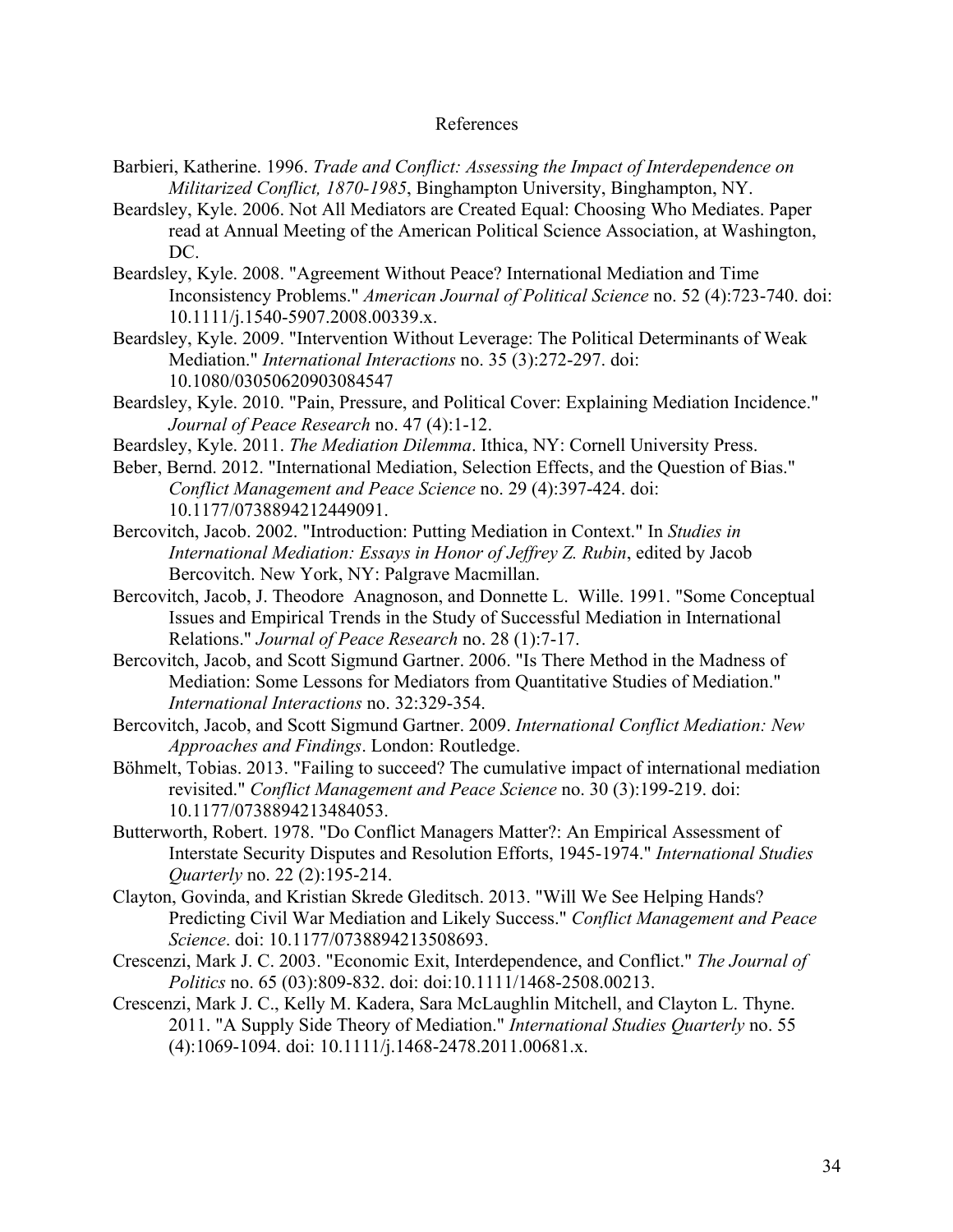# References

Barbieri, Katherine. 1996. *Trade and Conflict: Assessing the Impact of Interdependence on Militarized Conflict, 1870-1985*, Binghampton University, Binghampton, NY.

Beardsley, Kyle. 2006. Not All Mediators are Created Equal: Choosing Who Mediates. Paper read at Annual Meeting of the American Political Science Association, at Washington, DC.

Beardsley, Kyle. 2008. "Agreement Without Peace? International Mediation and Time Inconsistency Problems." *American Journal of Political Science* no. 52 (4):723-740. doi: 10.1111/j.1540-5907.2008.00339.x.

Beardsley, Kyle. 2009. "Intervention Without Leverage: The Political Determinants of Weak Mediation." *International Interactions* no. 35 (3):272-297. doi: 10.1080/03050620903084547

Beardsley, Kyle. 2010. "Pain, Pressure, and Political Cover: Explaining Mediation Incidence." *Journal of Peace Research* no. 47 (4):1-12.

Beardsley, Kyle. 2011. *The Mediation Dilemma*. Ithica, NY: Cornell University Press.

Beber, Bernd. 2012. "International Mediation, Selection Effects, and the Question of Bias." *Conflict Management and Peace Science* no. 29 (4):397-424. doi: 10.1177/0738894212449091.

Bercovitch, Jacob. 2002. "Introduction: Putting Mediation in Context." In *Studies in International Mediation: Essays in Honor of Jeffrey Z. Rubin*, edited by Jacob Bercovitch. New York, NY: Palgrave Macmillan.

Bercovitch, Jacob, J. Theodore Anagnoson, and Donnette L. Wille. 1991. "Some Conceptual Issues and Empirical Trends in the Study of Successful Mediation in International Relations." *Journal of Peace Research* no. 28 (1):7-17.

Bercovitch, Jacob, and Scott Sigmund Gartner. 2006. "Is There Method in the Madness of Mediation: Some Lessons for Mediators from Quantitative Studies of Mediation." *International Interactions* no. 32:329-354.

Bercovitch, Jacob, and Scott Sigmund Gartner. 2009. *International Conflict Mediation: New Approaches and Findings*. London: Routledge.

Böhmelt, Tobias. 2013. "Failing to succeed? The cumulative impact of international mediation revisited." *Conflict Management and Peace Science* no. 30 (3):199-219. doi: 10.1177/0738894213484053.

Butterworth, Robert. 1978. "Do Conflict Managers Matter?: An Empirical Assessment of Interstate Security Disputes and Resolution Efforts, 1945-1974." *International Studies Quarterly* no. 22 (2):195-214.

Clayton, Govinda, and Kristian Skrede Gleditsch. 2013. "Will We See Helping Hands? Predicting Civil War Mediation and Likely Success." *Conflict Management and Peace Science*. doi: 10.1177/0738894213508693.

Crescenzi, Mark J. C. 2003. "Economic Exit, Interdependence, and Conflict." *The Journal of Politics* no. 65 (03):809-832. doi: doi:10.1111/1468-2508.00213.

Crescenzi, Mark J. C., Kelly M. Kadera, Sara McLaughlin Mitchell, and Clayton L. Thyne. 2011. "A Supply Side Theory of Mediation." *International Studies Quarterly* no. 55 (4):1069-1094. doi: 10.1111/j.1468-2478.2011.00681.x.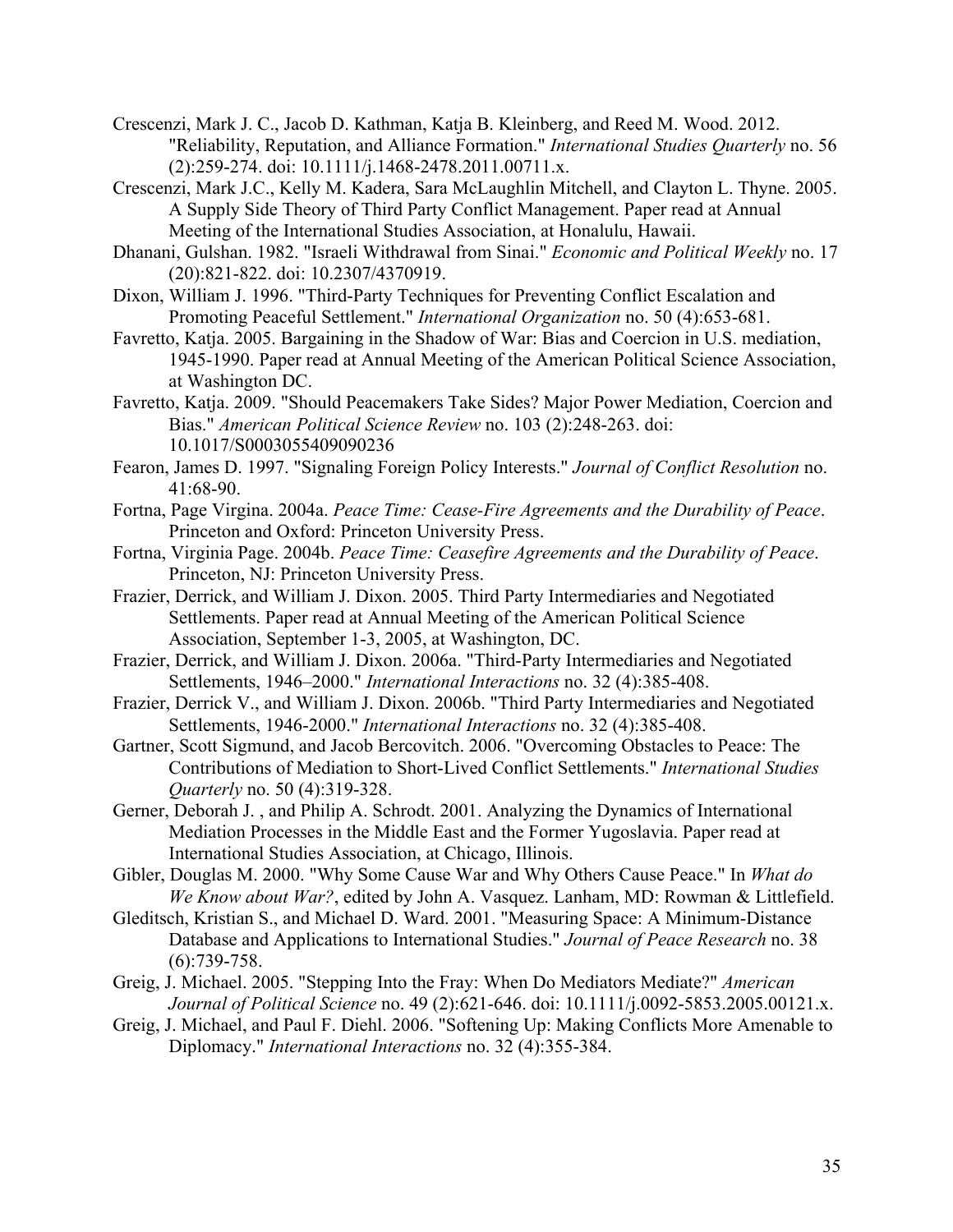Crescenzi, Mark J. C., Jacob D. Kathman, Katja B. Kleinberg, and Reed M. Wood. 2012. "Reliability, Reputation, and Alliance Formation." *International Studies Quarterly* no. 56 (2):259-274. doi: 10.1111/j.1468-2478.2011.00711.x.

Crescenzi, Mark J.C., Kelly M. Kadera, Sara McLaughlin Mitchell, and Clayton L. Thyne. 2005. A Supply Side Theory of Third Party Conflict Management. Paper read at Annual Meeting of the International Studies Association, at Honalulu, Hawaii.

Dhanani, Gulshan. 1982. "Israeli Withdrawal from Sinai." *Economic and Political Weekly* no. 17 (20):821-822. doi: 10.2307/4370919.

Dixon, William J. 1996. "Third-Party Techniques for Preventing Conflict Escalation and Promoting Peaceful Settlement." *International Organization* no. 50 (4):653-681.

Favretto, Katja. 2005. Bargaining in the Shadow of War: Bias and Coercion in U.S. mediation, 1945-1990. Paper read at Annual Meeting of the American Political Science Association, at Washington DC.

Favretto, Katja. 2009. "Should Peacemakers Take Sides? Major Power Mediation, Coercion and Bias." *American Political Science Review* no. 103 (2):248-263. doi: 10.1017/S0003055409090236

Fearon, James D. 1997. "Signaling Foreign Policy Interests." *Journal of Conflict Resolution* no. 41:68-90.

Fortna, Page Virgina. 2004a. *Peace Time: Cease-Fire Agreements and the Durability of Peace*. Princeton and Oxford: Princeton University Press.

Fortna, Virginia Page. 2004b. *Peace Time: Ceasefire Agreements and the Durability of Peace*. Princeton, NJ: Princeton University Press.

Frazier, Derrick, and William J. Dixon. 2005. Third Party Intermediaries and Negotiated Settlements. Paper read at Annual Meeting of the American Political Science Association, September 1-3, 2005, at Washington, DC.

Frazier, Derrick, and William J. Dixon. 2006a. "Third-Party Intermediaries and Negotiated Settlements, 1946–2000." *International Interactions* no. 32 (4):385-408.

Frazier, Derrick V., and William J. Dixon. 2006b. "Third Party Intermediaries and Negotiated Settlements, 1946-2000." *International Interactions* no. 32 (4):385-408.

Gartner, Scott Sigmund, and Jacob Bercovitch. 2006. "Overcoming Obstacles to Peace: The Contributions of Mediation to Short-Lived Conflict Settlements." *International Studies Quarterly* no. 50 (4):319-328.

Gerner, Deborah J. , and Philip A. Schrodt. 2001. Analyzing the Dynamics of International Mediation Processes in the Middle East and the Former Yugoslavia. Paper read at International Studies Association, at Chicago, Illinois.

Gibler, Douglas M. 2000. "Why Some Cause War and Why Others Cause Peace." In *What do We Know about War?*, edited by John A. Vasquez. Lanham, MD: Rowman & Littlefield.

Gleditsch, Kristian S., and Michael D. Ward. 2001. "Measuring Space: A Minimum-Distance Database and Applications to International Studies." *Journal of Peace Research* no. 38 (6):739-758.

Greig, J. Michael. 2005. "Stepping Into the Fray: When Do Mediators Mediate?" *American Journal of Political Science* no. 49 (2):621-646. doi: 10.1111/j.0092-5853.2005.00121.x.

Greig, J. Michael, and Paul F. Diehl. 2006. "Softening Up: Making Conflicts More Amenable to Diplomacy." *International Interactions* no. 32 (4):355-384.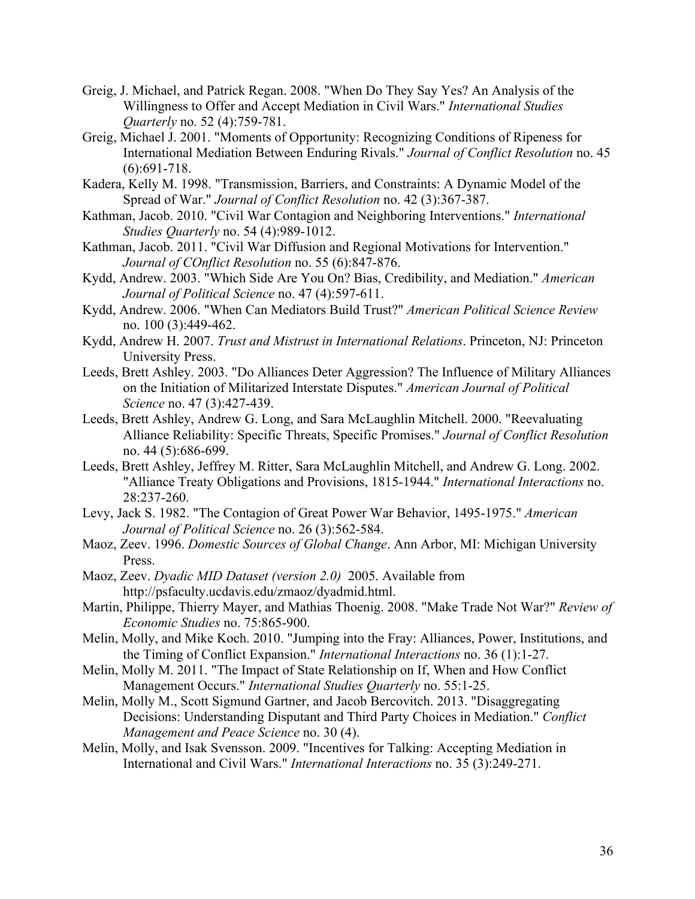Greig, J. Michael, and Patrick Regan. 2008. "When Do They Say Yes? An Analysis of the Willingness to Offer and Accept Mediation in Civil Wars." *International Studies Quarterly* no. 52 (4):759-781.

Greig, Michael J. 2001. "Moments of Opportunity: Recognizing Conditions of Ripeness for International Mediation Between Enduring Rivals." *Journal of Conflict Resolution* no. 45 (6):691-718.

Kadera, Kelly M. 1998. "Transmission, Barriers, and Constraints: A Dynamic Model of the Spread of War." *Journal of Conflict Resolution* no. 42 (3):367-387.

Kathman, Jacob. 2010. "Civil War Contagion and Neighboring Interventions." *International Studies Quarterly* no. 54 (4):989-1012.

Kathman, Jacob. 2011. "Civil War Diffusion and Regional Motivations for Intervention." *Journal of COnflict Resolution* no. 55 (6):847-876.

Kydd, Andrew. 2003. "Which Side Are You On? Bias, Credibility, and Mediation." *American Journal of Political Science* no. 47 (4):597-611.

Kydd, Andrew. 2006. "When Can Mediators Build Trust?" *American Political Science Review* no. 100 (3):449-462.

Kydd, Andrew H. 2007. *Trust and Mistrust in International Relations*. Princeton, NJ: Princeton University Press.

Leeds, Brett Ashley. 2003. "Do Alliances Deter Aggression? The Influence of Military Alliances on the Initiation of Militarized Interstate Disputes." *American Journal of Political Science* no. 47 (3):427-439.

Leeds, Brett Ashley, Andrew G. Long, and Sara McLaughlin Mitchell. 2000. "Reevaluating Alliance Reliability: Specific Threats, Specific Promises." *Journal of Conflict Resolution* no. 44 (5):686-699.

Leeds, Brett Ashley, Jeffrey M. Ritter, Sara McLaughlin Mitchell, and Andrew G. Long. 2002. "Alliance Treaty Obligations and Provisions, 1815-1944." *International Interactions* no. 28:237-260.

Levy, Jack S. 1982. "The Contagion of Great Power War Behavior, 1495-1975." *American Journal of Political Science* no. 26 (3):562-584.

Maoz, Zeev. 1996. *Domestic Sources of Global Change*. Ann Arbor, MI: Michigan University Press.

Maoz, Zeev. *Dyadic MID Dataset (version 2.0)* 2005. Available from http://psfaculty.ucdavis.edu/zmaoz/dyadmid.html.

Martin, Philippe, Thierry Mayer, and Mathias Thoenig. 2008. "Make Trade Not War?" *Review of Economic Studies* no. 75:865-900.

Melin, Molly, and Mike Koch. 2010. "Jumping into the Fray: Alliances, Power, Institutions, and the Timing of Conflict Expansion." *International Interactions* no. 36 (1):1-27.

Melin, Molly M. 2011. "The Impact of State Relationship on If, When and How Conflict Management Occurs." *International Studies Quarterly* no. 55:1-25.

Melin, Molly M., Scott Sigmund Gartner, and Jacob Bercovitch. 2013. "Disaggregating Decisions: Understanding Disputant and Third Party Choices in Mediation." *Conflict Management and Peace Science* no. 30 (4).

Melin, Molly, and Isak Svensson. 2009. "Incentives for Talking: Accepting Mediation in International and Civil Wars." *International Interactions* no. 35 (3):249-271.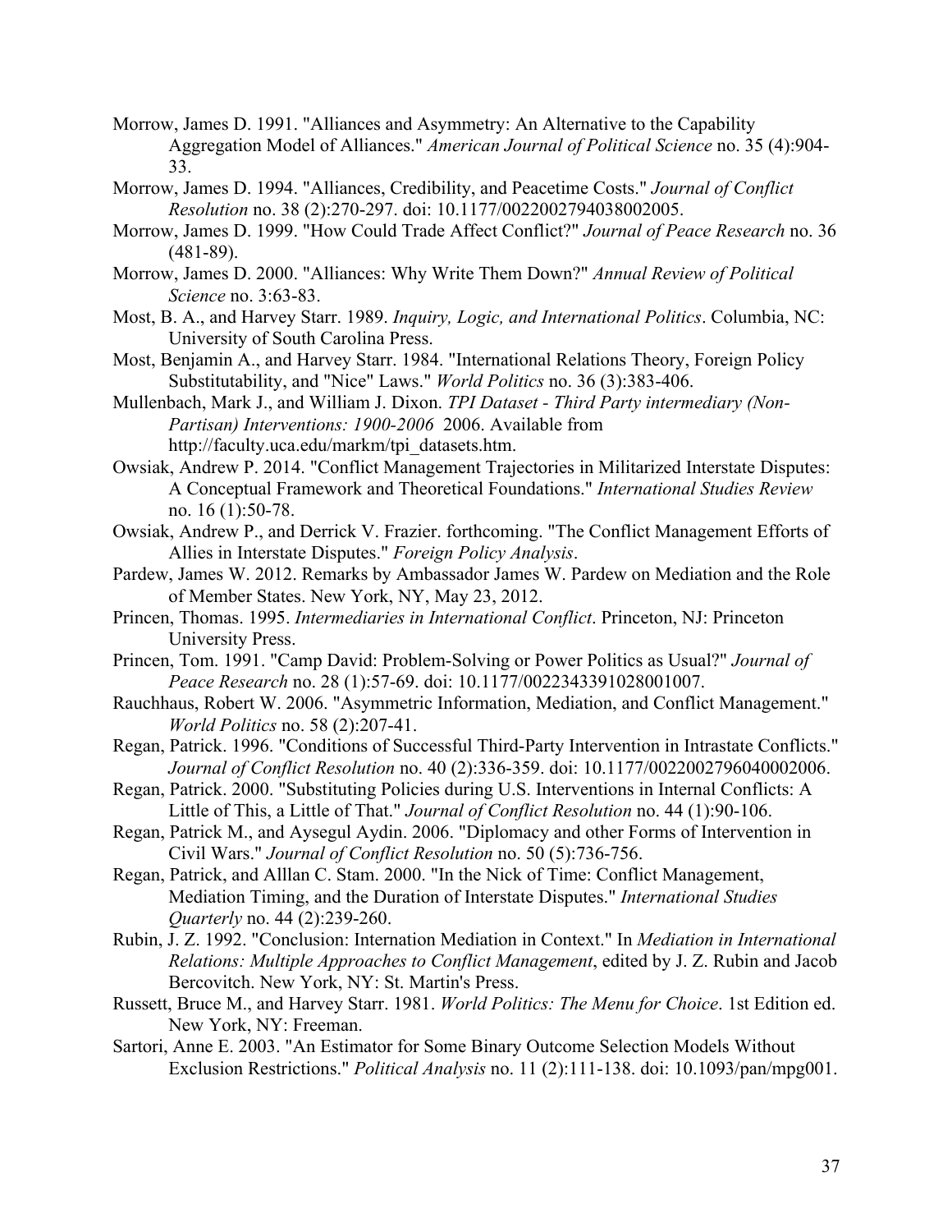Morrow, James D. 1991. "Alliances and Asymmetry: An Alternative to the Capability Aggregation Model of Alliances." *American Journal of Political Science* no. 35 (4):904-33.

Morrow, James D. 1994. "Alliances, Credibility, and Peacetime Costs." *Journal of Conflict Resolution* no. 38 (2):270-297. doi: 10.1177/0022002794038002005.

Morrow, James D. 1999. "How Could Trade Affect Conflict?" *Journal of Peace Research* no. 36 (481-89).

Morrow, James D. 2000. "Alliances: Why Write Them Down?" *Annual Review of Political Science* no. 3:63-83.

Most, B. A., and Harvey Starr. 1989. *Inquiry, Logic, and International Politics*. Columbia, NC: University of South Carolina Press.

Most, Benjamin A., and Harvey Starr. 1984. "International Relations Theory, Foreign Policy Substitutability, and "Nice" Laws." *World Politics* no. 36 (3):383-406.

Mullenbach, Mark J., and William J. Dixon. *TPI Dataset - Third Party intermediary (Non-Partisan) Interventions: 1900-2006* 2006. Available from http://faculty.uca.edu/markm/tpi_datasets.htm.

Owsiak, Andrew P. 2014. "Conflict Management Trajectories in Militarized Interstate Disputes: A Conceptual Framework and Theoretical Foundations." *International Studies Review* no. 16 (1):50-78.

Owsiak, Andrew P., and Derrick V. Frazier. forthcoming. "The Conflict Management Efforts of Allies in Interstate Disputes." *Foreign Policy Analysis*.

Pardew, James W. 2012. Remarks by Ambassador James W. Pardew on Mediation and the Role of Member States. New York, NY, May 23, 2012.

Princen, Thomas. 1995. *Intermediaries in International Conflict*. Princeton, NJ: Princeton University Press.

Princen, Tom. 1991. "Camp David: Problem-Solving or Power Politics as Usual?" *Journal of Peace Research* no. 28 (1):57-69. doi: 10.1177/0022343391028001007.

Rauchhaus, Robert W. 2006. "Asymmetric Information, Mediation, and Conflict Management." *World Politics* no. 58 (2):207-41.

Regan, Patrick. 1996. "Conditions of Successful Third-Party Intervention in Intrastate Conflicts." *Journal of Conflict Resolution* no. 40 (2):336-359. doi: 10.1177/0022002796040002006.

Regan, Patrick. 2000. "Substituting Policies during U.S. Interventions in Internal Conflicts: A Little of This, a Little of That." *Journal of Conflict Resolution* no. 44 (1):90-106.

Regan, Patrick M., and Aysegul Aydin. 2006. "Diplomacy and other Forms of Intervention in Civil Wars." *Journal of Conflict Resolution* no. 50 (5):736-756.

Regan, Patrick, and Alllan C. Stam. 2000. "In the Nick of Time: Conflict Management, Mediation Timing, and the Duration of Interstate Disputes." *International Studies Quarterly* no. 44 (2):239-260.

Rubin, J. Z. 1992. "Conclusion: Internation Mediation in Context." In *Mediation in International Relations: Multiple Approaches to Conflict Management*, edited by J. Z. Rubin and Jacob Bercovitch. New York, NY: St. Martin's Press.

Russett, Bruce M., and Harvey Starr. 1981. *World Politics: The Menu for Choice*. 1st Edition ed. New York, NY: Freeman.

Sartori, Anne E. 2003. "An Estimator for Some Binary Outcome Selection Models Without Exclusion Restrictions." *Political Analysis* no. 11 (2):111-138. doi: 10.1093/pan/mpg001.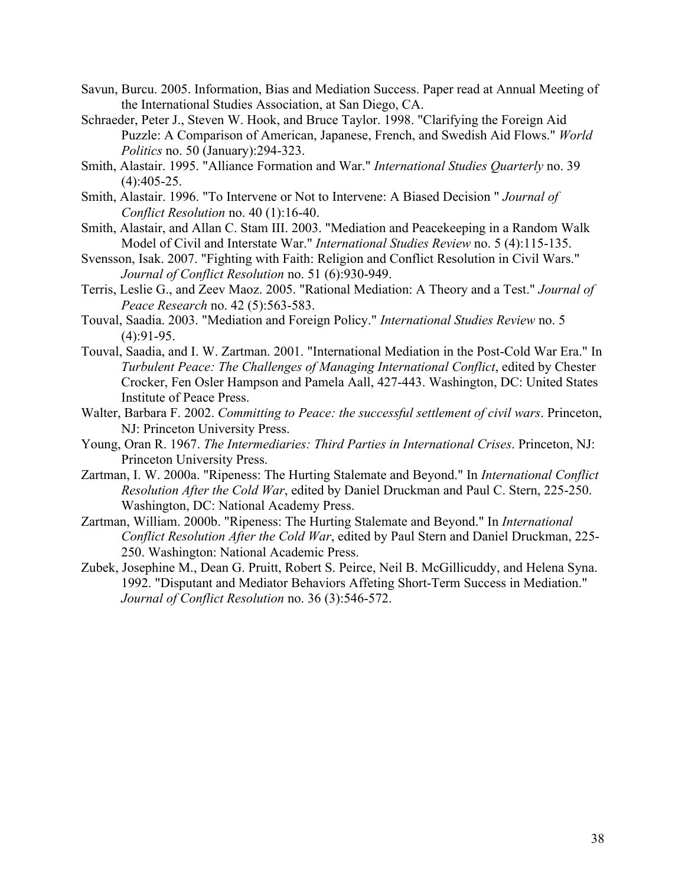Savun, Burcu. 2005. Information, Bias and Mediation Success. Paper read at Annual Meeting of the International Studies Association, at San Diego, CA.

Schraeder, Peter J., Steven W. Hook, and Bruce Taylor. 1998. "Clarifying the Foreign Aid Puzzle: A Comparison of American, Japanese, French, and Swedish Aid Flows." *World Politics* no. 50 (January):294-323.

Smith, Alastair. 1995. "Alliance Formation and War." *International Studies Quarterly* no. 39 (4):405-25.

Smith, Alastair. 1996. "To Intervene or Not to Intervene: A Biased Decision " *Journal of Conflict Resolution* no. 40 (1):16-40.

Smith, Alastair, and Allan C. Stam III. 2003. "Mediation and Peacekeeping in a Random Walk Model of Civil and Interstate War." *International Studies Review* no. 5 (4):115-135.

Svensson, Isak. 2007. "Fighting with Faith: Religion and Conflict Resolution in Civil Wars." *Journal of Conflict Resolution* no. 51 (6):930-949.

Terris, Leslie G., and Zeev Maoz. 2005. "Rational Mediation: A Theory and a Test." *Journal of Peace Research* no. 42 (5):563-583.

Touval, Saadia. 2003. "Mediation and Foreign Policy." *International Studies Review* no. 5 (4):91-95.

Touval, Saadia, and I. W. Zartman. 2001. "International Mediation in the Post-Cold War Era." In *Turbulent Peace: The Challenges of Managing International Conflict*, edited by Chester Crocker, Fen Osler Hampson and Pamela Aall, 427-443. Washington, DC: United States Institute of Peace Press.

Walter, Barbara F. 2002. *Committing to Peace: the successful settlement of civil wars*. Princeton, NJ: Princeton University Press.

Young, Oran R. 1967. *The Intermediaries: Third Parties in International Crises*. Princeton, NJ: Princeton University Press.

Zartman, I. W. 2000a. "Ripeness: The Hurting Stalemate and Beyond." In *International Conflict Resolution After the Cold War*, edited by Daniel Druckman and Paul C. Stern, 225-250. Washington, DC: National Academy Press.

Zartman, William. 2000b. "Ripeness: The Hurting Stalemate and Beyond." In *International Conflict Resolution After the Cold War*, edited by Paul Stern and Daniel Druckman, 225-250. Washington: National Academic Press.

Zubek, Josephine M., Dean G. Pruitt, Robert S. Peirce, Neil B. McGillicuddy, and Helena Syna. 1992. "Disputant and Mediator Behaviors Affeting Short-Term Success in Mediation." *Journal of Conflict Resolution* no. 36 (3):546-572.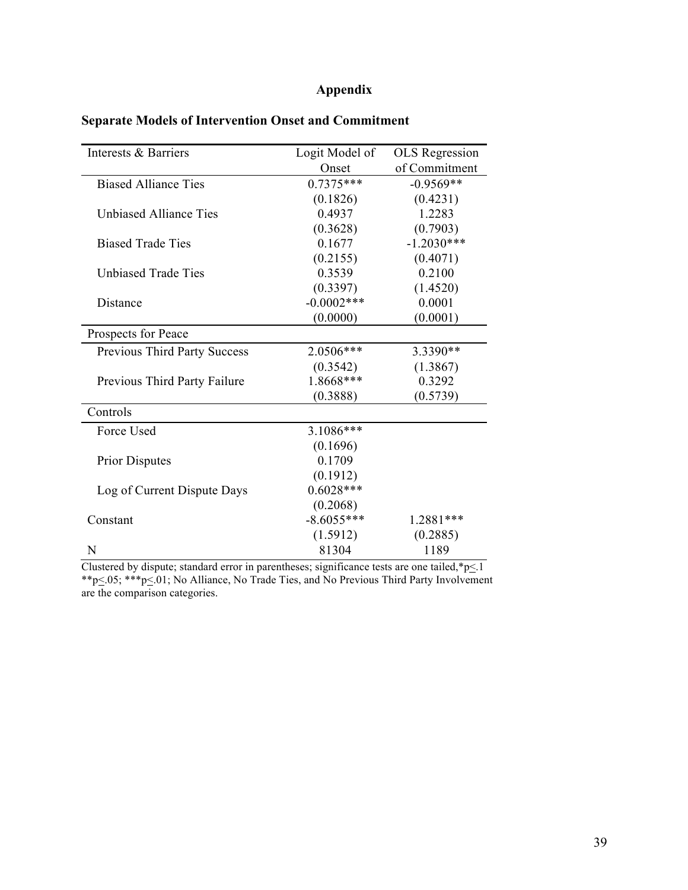# Appendix

**Separate Models of Intervention Onset and Commitment**

| Interests & Barriers | Logit Model of Onset | OLS Regression of Commitment |
|---|---|---|
| Biased Alliance Ties | 0.7375*** | -0.9569** |
| | (0.1826) | (0.4231) |
| Unbiased Alliance Ties | 0.4937 | 1.2283 |
| | (0.3628) | (0.7903) |
| Biased Trade Ties | 0.1677 | -1.2030*** |
| | (0.2155) | (0.4071) |
| Unbiased Trade Ties | 0.3539 | 0.2100 |
| | (0.3397) | (1.4520) |
| Distance | -0.0002*** | 0.0001 |
| | (0.0000) | (0.0001) |
| **Prospects for Peace** | | |
| Previous Third Party Success | 2.0506*** | 3.3390** |
| | (0.3542) | (1.3867) |
| Previous Third Party Failure | 1.8668*** | 0.3292 |
| | (0.3888) | (0.5739) |
| **Controls** | | |
| Force Used | 3.1086*** | |
| | (0.1696) | |
| Prior Disputes | 0.1709 | |
| | (0.1912) | |
| Log of Current Dispute Days | 0.6028*** | |
| | (0.2068) | |
| Constant | -8.6055*** | 1.2881*** |
| | (1.5912) | (0.2885) |
| N | 81304 | 1189 |

Clustered by dispute; standard error in parentheses; significance tests are one tailed,*$p \leq .1$ **$p \leq .05$; ***$p \leq .01$; No Alliance, No Trade Ties, and No Previous Third Party Involvement are the comparison categories.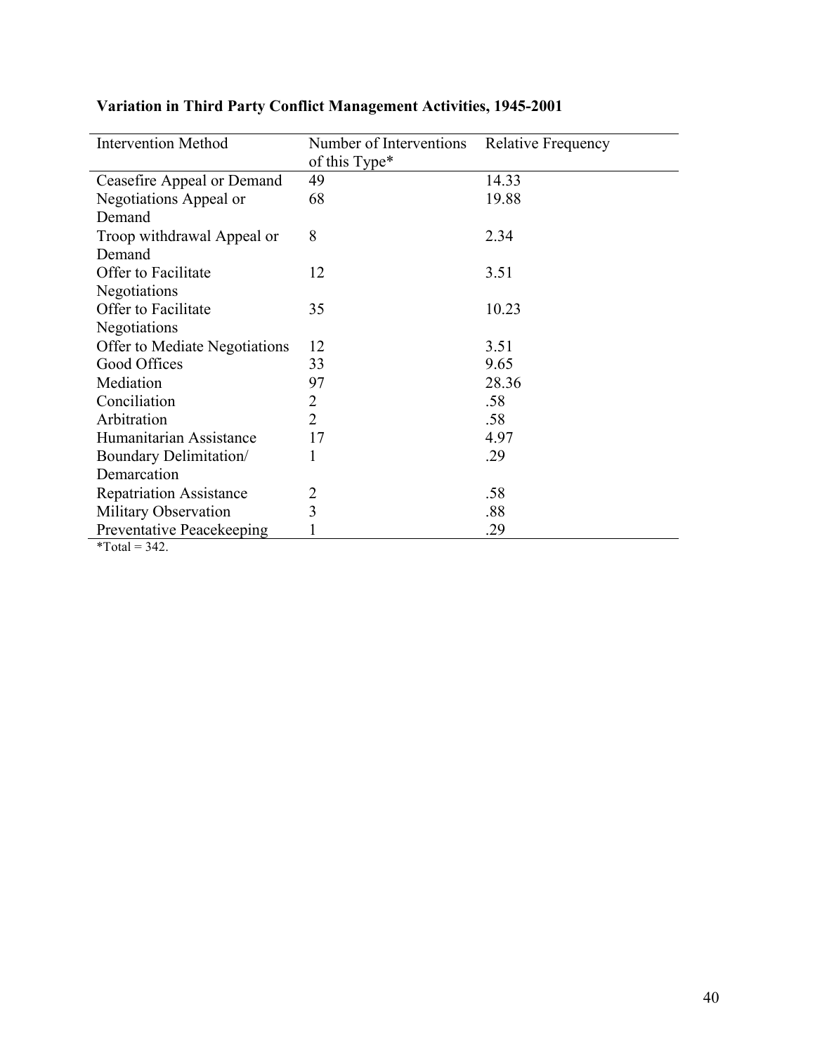**Variation in Third Party Conflict Management Activities, 1945-2001**

| Intervention Method | Number of Interventions of this Type* | Relative Frequency |
|---|---|---|
| Ceasefire Appeal or Demand | 49 | 14.33 |
| Negotiations Appeal or Demand | 68 | 19.88 |
| Troop withdrawal Appeal or Demand | 8 | 2.34 |
| Offer to Facilitate Negotiations | 12 | 3.51 |
| Offer to Facilitate Negotiations | 35 | 10.23 |
| Offer to Mediate Negotiations | 12 | 3.51 |
| Good Offices | 33 | 9.65 |
| Mediation | 97 | 28.36 |
| Conciliation | 2 | .58 |
| Arbitration | 2 | .58 |
| Humanitarian Assistance | 17 | 4.97 |
| Boundary Delimitation/ Demarcation | 1 | .29 |
| Repatriation Assistance | 2 | .58 |
| Military Observation | 3 | .88 |
| Preventative Peacekeeping | 1 | .29 |

*Total = 342.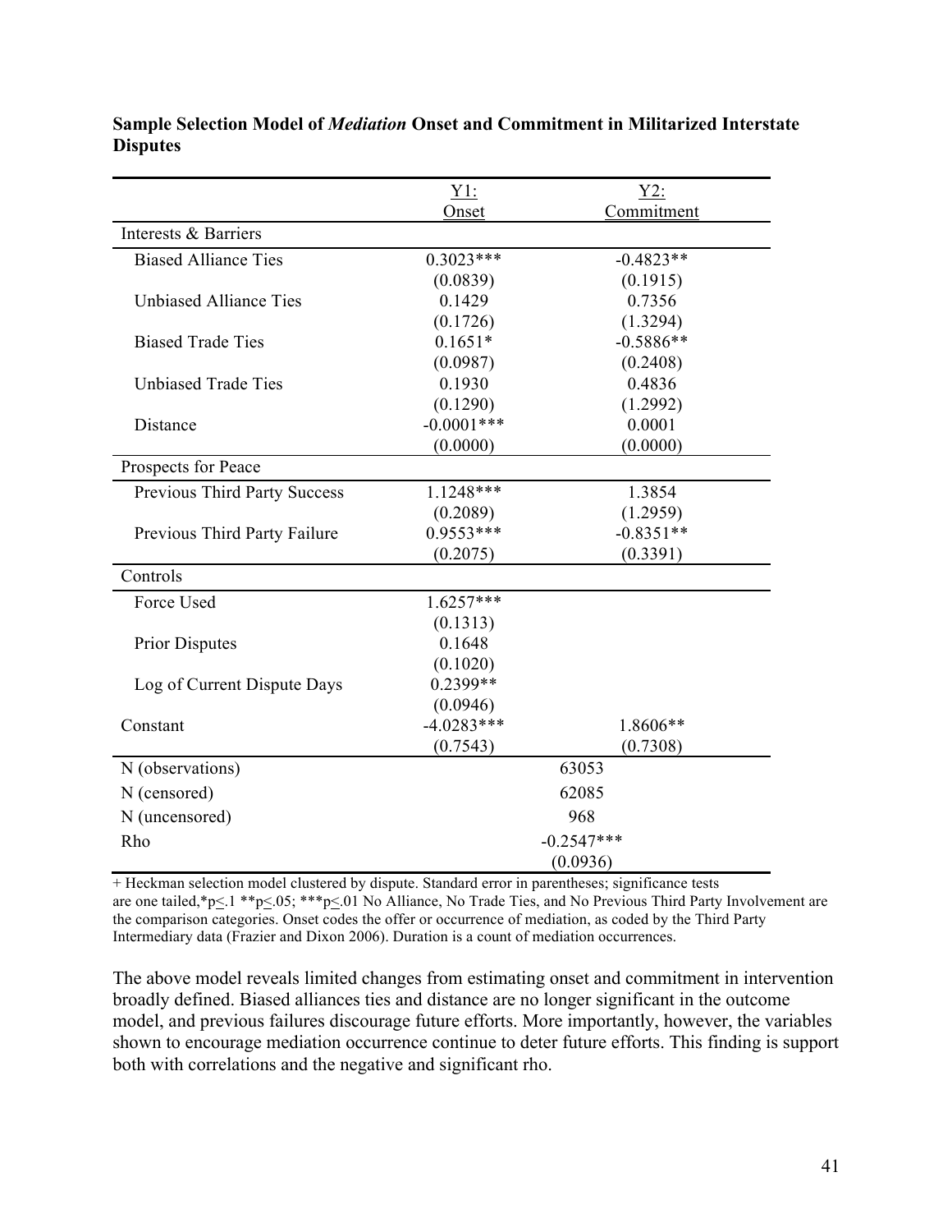**Sample Selection Model of *Mediation* Onset and Commitment in Militarized Interstate Disputes**

| | Y1: Onset | Y2: Commitment |
|---|---|---|
| Interests & Barriers | | |
| Biased Alliance Ties | 0.3023*** | -0.4823** |
| | (0.0839) | (0.1915) |
| Unbiased Alliance Ties | 0.1429 | 0.7356 |
| | (0.1726) | (1.3294) |
| Biased Trade Ties | 0.1651* | -0.5886** |
| | (0.0987) | (0.2408) |
| Unbiased Trade Ties | 0.1930 | 0.4836 |
| | (0.1290) | (1.2992) |
| Distance | -0.0001*** | 0.0001 |
| | (0.0000) | (0.0000) |
| Prospects for Peace | | |
| Previous Third Party Success | 1.1248*** | 1.3854 |
| | (0.2089) | (1.2959) |
| Previous Third Party Failure | 0.9553*** | -0.8351** |
| | (0.2075) | (0.3391) |
| Controls | | |
| Force Used | 1.6257*** | |
| | (0.1313) | |
| Prior Disputes | 0.1648 | |
| | (0.1020) | |
| Log of Current Dispute Days | 0.2399** | |
| | (0.0946) | |
| Constant | -4.0283*** | 1.8606** |
| | (0.7543) | (0.7308) |
| N (observations) | 63053 | |
| N (censored) | 62085 | |
| N (uncensored) | 968 | |
| Rho | -0.2547*** | |
| | (0.0936) | |

+ Heckman selection model clustered by dispute. Standard error in parentheses; significance tests are one tailed,*p≤.1 **p≤.05; ***p≤.01 No Alliance, No Trade Ties, and No Previous Third Party Involvement are the comparison categories. Onset codes the offer or occurrence of mediation, as coded by the Third Party Intermediary data (Frazier and Dixon 2006). Duration is a count of mediation occurrences.

The above model reveals limited changes from estimating onset and commitment in intervention broadly defined. Biased alliances ties and distance are no longer significant in the outcome model, and previous failures discourage future efforts. More importantly, however, the variables shown to encourage mediation occurrence continue to deter future efforts. This finding is support both with correlations and the negative and significant rho.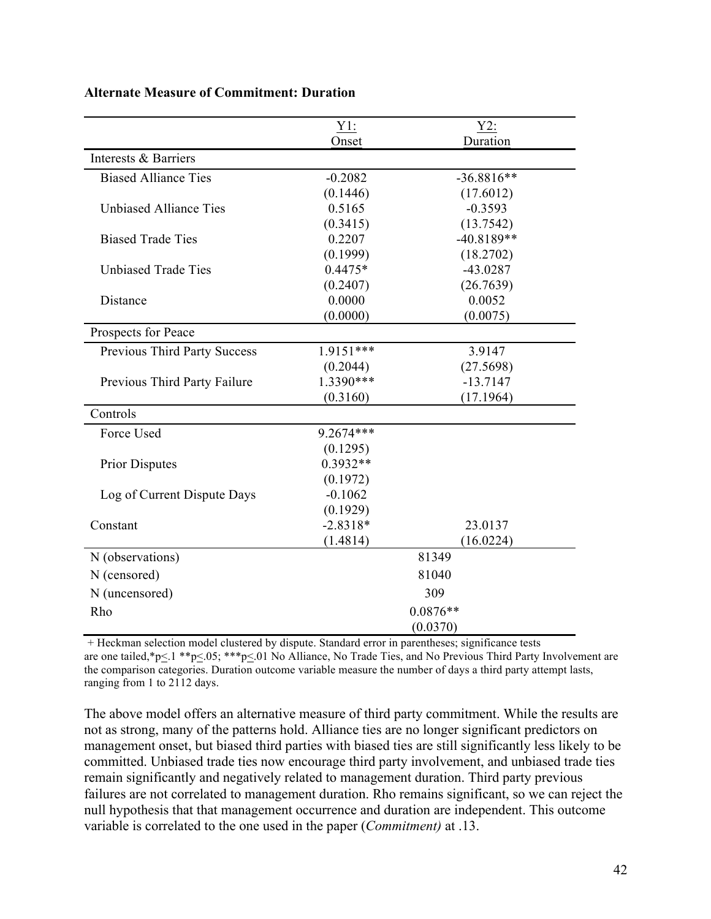**Alternate Measure of Commitment: Duration**

| | Y1: Onset | Y2: Duration |
|---|---|---|
| Interests & Barriers | | |
| Biased Alliance Ties | -0.2082 | -36.8816** |
| | (0.1446) | (17.6012) |
| Unbiased Alliance Ties | 0.5165 | -0.3593 |
| | (0.3415) | (13.7542) |
| Biased Trade Ties | 0.2207 | -40.8189** |
| | (0.1999) | (18.2702) |
| Unbiased Trade Ties | 0.4475* | -43.0287 |
| | (0.2407) | (26.7639) |
| Distance | 0.0000 | 0.0052 |
| | (0.0000) | (0.0075) |
| Prospects for Peace | | |
| Previous Third Party Success | 1.9151*** | 3.9147 |
| | (0.2044) | (27.5698) |
| Previous Third Party Failure | 1.3390*** | -13.7147 |
| | (0.3160) | (17.1964) |
| Controls | | |
| Force Used | 9.2674*** | |
| | (0.1295) | |
| Prior Disputes | 0.3932** | |
| | (0.1972) | |
| Log of Current Dispute Days | -0.1062 | |
| | (0.1929) | |
| Constant | -2.8318* | 23.0137 |
| | (1.4814) | (16.0224) |
| N (observations) | 81349 | |
| N (censored) | 81040 | |
| N (uncensored) | 309 | |
| Rho | 0.0876** | |
| | (0.0370) | |

+ Heckman selection model clustered by dispute. Standard error in parentheses; significance tests are one tailed,*p<.1 **p<.05; ***p<.01 No Alliance, No Trade Ties, and No Previous Third Party Involvement are the comparison categories. Duration outcome variable measure the number of days a third party attempt lasts, ranging from 1 to 2112 days.

The above model offers an alternative measure of third party commitment. While the results are not as strong, many of the patterns hold. Alliance ties are no longer significant predictors on management onset, but biased third parties with biased ties are still significantly less likely to be committed. Unbiased trade ties now encourage third party involvement, and unbiased trade ties remain significantly and negatively related to management duration. Third party previous failures are not correlated to management duration. Rho remains significant, so we can reject the null hypothesis that that management occurrence and duration are independent. This outcome variable is correlated to the one used in the paper (*Commitment)* at .13.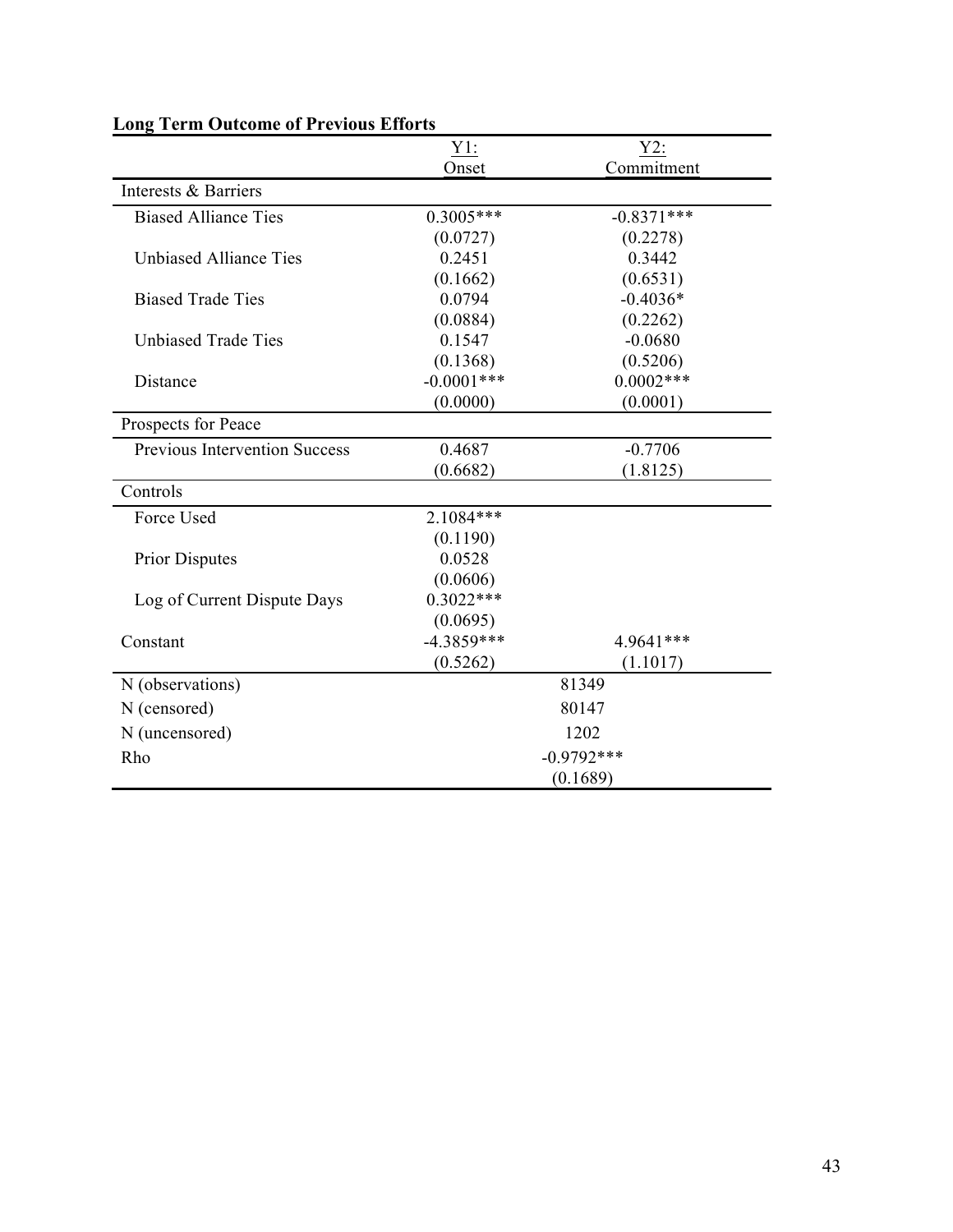**Long Term Outcome of Previous Efforts**

| | Y1: Onset | Y2: Commitment |
|---|---|---|
| Interests & Barriers | | |
| Biased Alliance Ties | 0.3005*** | -0.8371*** |
| | (0.0727) | (0.2278) |
| Unbiased Alliance Ties | 0.2451 | 0.3442 |
| | (0.1662) | (0.6531) |
| Biased Trade Ties | 0.0794 | -0.4036* |
| | (0.0884) | (0.2262) |
| Unbiased Trade Ties | 0.1547 | -0.0680 |
| | (0.1368) | (0.5206) |
| Distance | -0.0001*** | 0.0002*** |
| | (0.0000) | (0.0001) |
| Prospects for Peace | | |
| Previous Intervention Success | 0.4687 | -0.7706 |
| | (0.6682) | (1.8125) |
| Controls | | |
| Force Used | 2.1084*** | |
| | (0.1190) | |
| Prior Disputes | 0.0528 | |
| | (0.0606) | |
| Log of Current Dispute Days | 0.3022*** | |
| | (0.0695) | |
| Constant | -4.3859*** | 4.9641*** |
| | (0.5262) | (1.1017) |
| N (observations) | 81349 | |
| N (censored) | 80147 | |
| N (uncensored) | 1202 | |
| Rho | -0.9792*** | |
| | (0.1689) | |